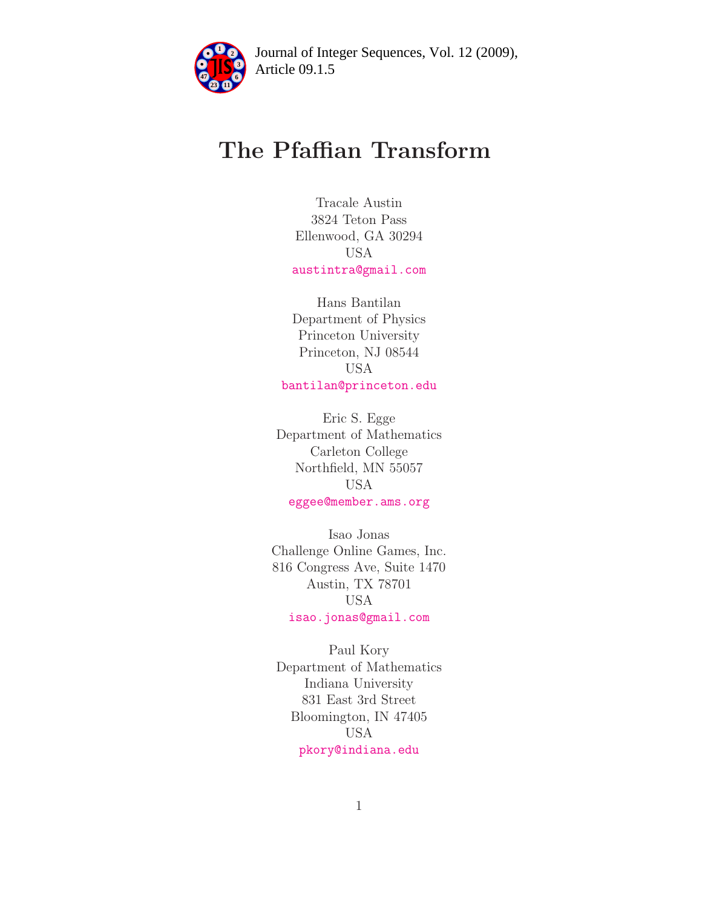# The Pfaffian Transform

Tracale Austin
3824 Teton Pass
Ellenwood, GA 30294
USA
austintra@gmail.com

Hans Bantilan
Department of Physics
Princeton University
Princeton, NJ 08544
USA
bantilan@princeton.edu

Eric S. Egge
Department of Mathematics
Carleton College
Northfield, MN 55057
USA
eggee@member.ams.org

Isao Jonas
Challenge Online Games, Inc.
816 Congress Ave, Suite 1470
Austin, TX 78701
USA
isao.jonas@gmail.com

Paul Kory
Department of Mathematics
Indiana University
831 East 3rd Street
Bloomington, IN 47405
USA
pkory@indiana.edu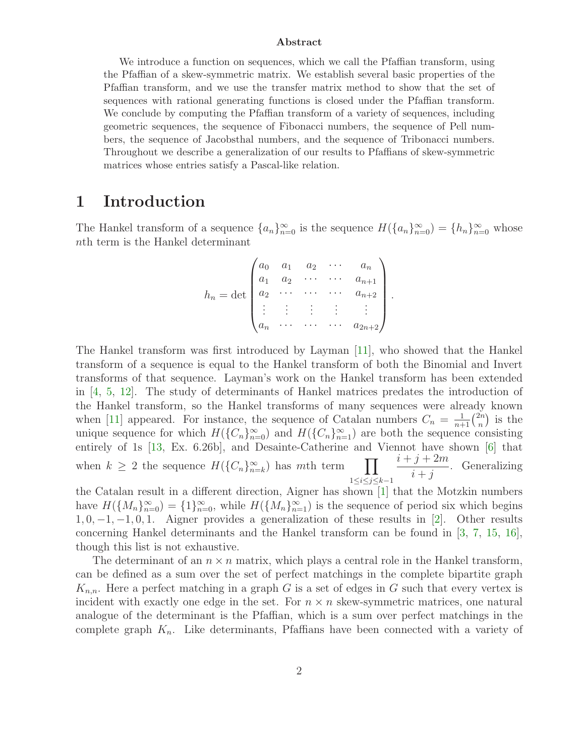**Abstract**

We introduce a function on sequences, which we call the Pfaffian transform, using the Pfaffian of a skew-symmetric matrix. We establish several basic properties of the Pfaffian transform, and we use the transfer matrix method to show that the set of sequences with rational generating functions is closed under the Pfaffian transform. We conclude by computing the Pfaffian transform of a variety of sequences, including geometric sequences, the sequence of Fibonacci numbers, the sequence of Pell numbers, the sequence of Jacobsthal numbers, and the sequence of Tribonacci numbers. Throughout we describe a generalization of our results to Pfaffians of skew-symmetric matrices whose entries satisfy a Pascal-like relation.

# 1 Introduction

The Hankel transform of a sequence $\{a_n\}_{n=0}^{\infty}$ is the sequence $H(\{a_n\}_{n=0}^{\infty}) = \{h_n\}_{n=0}^{\infty}$ whose $n$th term is the Hankel determinant

$$h_n = \det \begin{pmatrix} a_0 & a_1 & a_2 & \cdots & a_n \\ a_1 & a_2 & \cdots & \cdots & a_{n+1} \\ a_2 & \cdots & \cdots & \cdots & a_{n+2} \\ \vdots & \vdots & \vdots & \vdots & \vdots \\ a_n & \cdots & \cdots & \cdots & a_{2n+2} \end{pmatrix}.$$

The Hankel transform was first introduced by Layman [11], who showed that the Hankel transform of a sequence is equal to the Hankel transform of both the Binomial and Invert transforms of that sequence. Layman's work on the Hankel transform has been extended in [4, 5, 12]. The study of determinants of Hankel matrices predates the introduction of the Hankel transform, so the Hankel transforms of many sequences were already known when [11] appeared. For instance, the sequence of Catalan numbers $C_n = \frac{1}{n+1}\binom{2n}{n}$ is the unique sequence for which $H(\{C_n\}_{n=0}^{\infty})$ and $H(\{C_n\}_{n=1}^{\infty})$ are both the sequence consisting entirely of 1s [13, Ex. 6.26b], and Desainte-Catherine and Viennot have shown [6] that when $k \geq 2$ the sequence $H(\{C_n\}_{n=k}^{\infty})$ has $m$th term $\displaystyle\prod_{1 \leq i \leq j \leq k-1} \frac{i+j+2m}{i+j}$. Generalizing the Catalan result in a different direction, Aigner has shown [1] that the Motzkin numbers have $H(\{M_n\}_{n=0}^{\infty}) = \{1\}_{n=0}^{\infty}$, while $H(\{M_n\}_{n=1}^{\infty})$ is the sequence of period six which begins $1, 0, -1, -1, 0, 1$. Aigner provides a generalization of these results in [2]. Other results concerning Hankel determinants and the Hankel transform can be found in [3, 7, 15, 16], though this list is not exhaustive.

The determinant of an $n \times n$ matrix, which plays a central role in the Hankel transform, can be defined as a sum over the set of perfect matchings in the complete bipartite graph $K_{n,n}$. Here a perfect matching in a graph $G$ is a set of edges in $G$ such that every vertex is incident with exactly one edge in the set. For $n \times n$ skew-symmetric matrices, one natural analogue of the determinant is the Pfaffian, which is a sum over perfect matchings in the complete graph $K_n$. Like determinants, Pfaffians have been connected with a variety of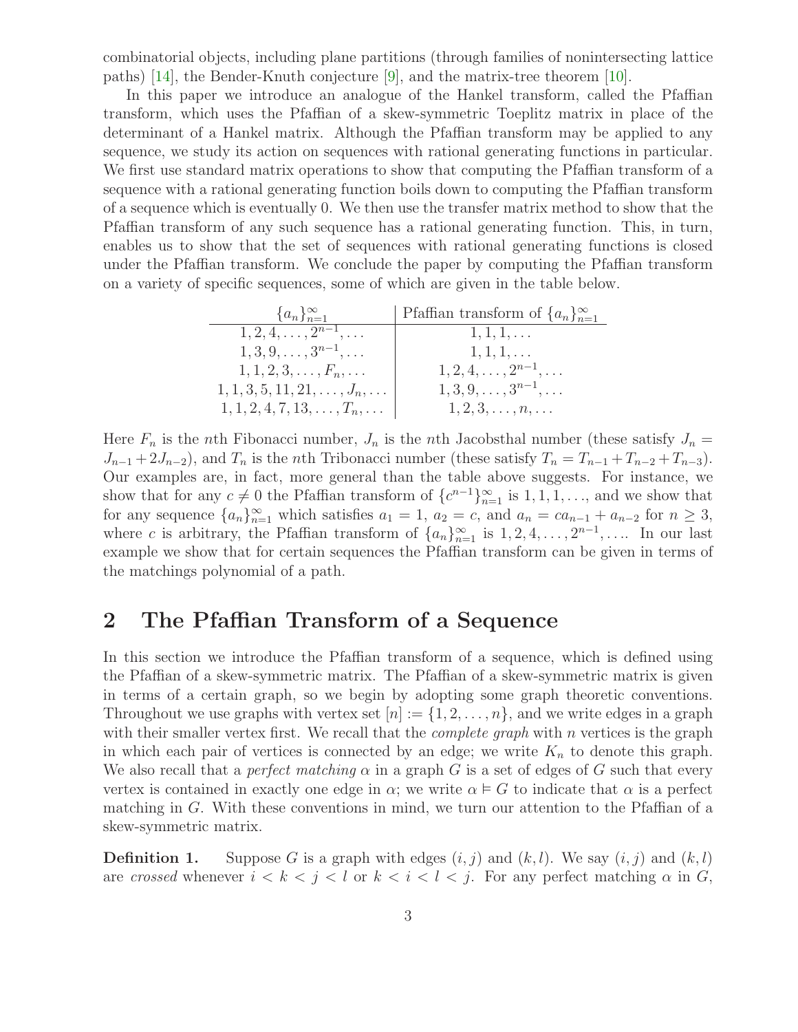combinatorial objects, including plane partitions (through families of nonintersecting lattice paths) [14], the Bender-Knuth conjecture [9], and the matrix-tree theorem [10].

In this paper we introduce an analogue of the Hankel transform, called the Pfaffian transform, which uses the Pfaffian of a skew-symmetric Toeplitz matrix in place of the determinant of a Hankel matrix. Although the Pfaffian transform may be applied to any sequence, we study its action on sequences with rational generating functions in particular. We first use standard matrix operations to show that computing the Pfaffian transform of a sequence with a rational generating function boils down to computing the Pfaffian transform of a sequence which is eventually 0. We then use the transfer matrix method to show that the Pfaffian transform of any such sequence has a rational generating function. This, in turn, enables us to show that the set of sequences with rational generating functions is closed under the Pfaffian transform. We conclude the paper by computing the Pfaffian transform on a variety of specific sequences, some of which are given in the table below.

| $\{a_n\}_{n=1}^{\infty}$ | Pfaffian transform of $\{a_n\}_{n=1}^{\infty}$ |
|---|---|
| $1, 2, 4, \ldots, 2^{n-1}, \ldots$ | $1, 1, 1, \ldots$ |
| $1, 3, 9, \ldots, 3^{n-1}, \ldots$ | $1, 1, 1, \ldots$ |
| $1, 1, 2, 3, \ldots, F_n, \ldots$ | $1, 2, 4, \ldots, 2^{n-1}, \ldots$ |
| $1, 1, 3, 5, 11, 21, \ldots, J_n, \ldots$ | $1, 3, 9, \ldots, 3^{n-1}, \ldots$ |
| $1, 1, 2, 4, 7, 13, \ldots, T_n, \ldots$ | $1, 2, 3, \ldots, n, \ldots$ |

Here $F_n$ is the $n$th Fibonacci number, $J_n$ is the $n$th Jacobsthal number (these satisfy $J_n = J_{n-1} + 2J_{n-2}$), and $T_n$ is the $n$th Tribonacci number (these satisfy $T_n = T_{n-1} + T_{n-2} + T_{n-3}$). Our examples are, in fact, more general than the table above suggests. For instance, we show that for any $c \neq 0$ the Pfaffian transform of $\{c^{n-1}\}_{n=1}^{\infty}$ is $1, 1, 1, \ldots$, and we show that for any sequence $\{a_n\}_{n=1}^{\infty}$ which satisfies $a_1 = 1$, $a_2 = c$, and $a_n = ca_{n-1} + a_{n-2}$ for $n \geq 3$, where $c$ is arbitrary, the Pfaffian transform of $\{a_n\}_{n=1}^{\infty}$ is $1, 2, 4, \ldots, 2^{n-1}, \ldots$. In our last example we show that for certain sequences the Pfaffian transform can be given in terms of the matchings polynomial of a path.

## 2 The Pfaffian Transform of a Sequence

In this section we introduce the Pfaffian transform of a sequence, which is defined using the Pfaffian of a skew-symmetric matrix. The Pfaffian of a skew-symmetric matrix is given in terms of a certain graph, so we begin by adopting some graph theoretic conventions. Throughout we use graphs with vertex set $[n] := \{1, 2, \ldots, n\}$, and we write edges in a graph with their smaller vertex first. We recall that the *complete graph* with $n$ vertices is the graph in which each pair of vertices is connected by an edge; we write $K_n$ to denote this graph. We also recall that a *perfect matching* $\alpha$ in a graph $G$ is a set of edges of $G$ such that every vertex is contained in exactly one edge in $\alpha$; we write $\alpha \vDash G$ to indicate that $\alpha$ is a perfect matching in $G$. With these conventions in mind, we turn our attention to the Pfaffian of a skew-symmetric matrix.

**Definition 1.** Suppose $G$ is a graph with edges $(i, j)$ and $(k, l)$. We say $(i, j)$ and $(k, l)$ are *crossed* whenever $i < k < j < l$ or $k < i < l < j$. For any perfect matching $\alpha$ in $G$,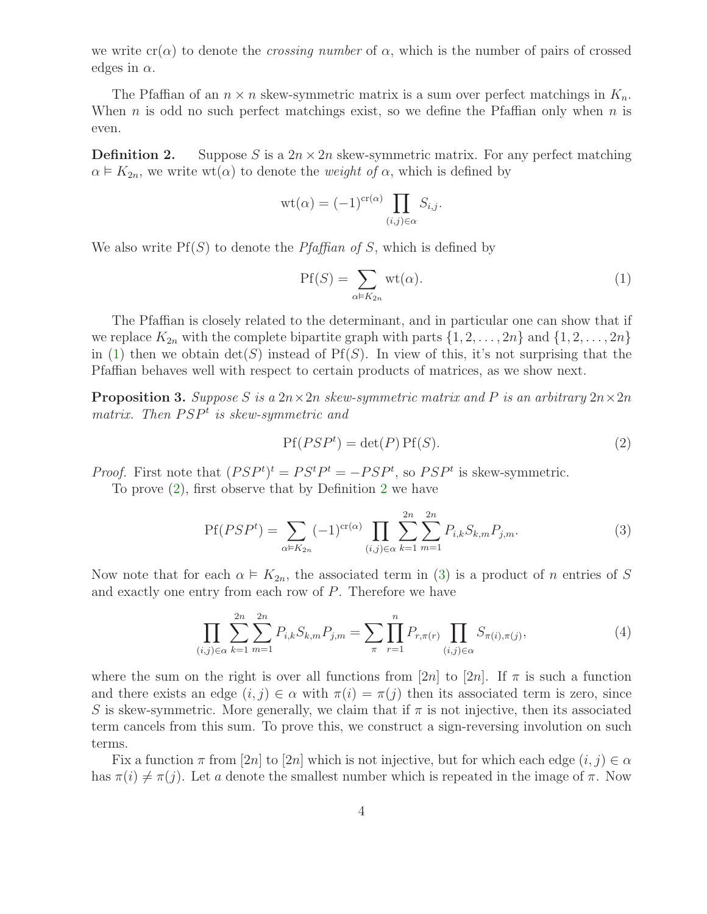we write $\mathrm{cr}(\alpha)$ to denote the *crossing number* of $\alpha$, which is the number of pairs of crossed edges in $\alpha$.

The Pfaffian of an $n \times n$ skew-symmetric matrix is a sum over perfect matchings in $K_n$. When $n$ is odd no such perfect matchings exist, so we define the Pfaffian only when $n$ is even.

**Definition 2.** Suppose $S$ is a $2n \times 2n$ skew-symmetric matrix. For any perfect matching $\alpha \vDash K_{2n}$, we write $\mathrm{wt}(\alpha)$ to denote the *weight of* $\alpha$, which is defined by

$$\mathrm{wt}(\alpha) = (-1)^{\mathrm{cr}(\alpha)} \prod_{(i,j)\in\alpha} S_{i,j}.$$

We also write $\mathrm{Pf}(S)$ to denote the *Pfaffian of* $S$, which is defined by

$$\mathrm{Pf}(S) = \sum_{\alpha \vDash K_{2n}} \mathrm{wt}(\alpha). \tag{1}$$

The Pfaffian is closely related to the determinant, and in particular one can show that if we replace $K_{2n}$ with the complete bipartite graph with parts $\{1, 2, \ldots, 2n\}$ and $\{1, 2, \ldots, 2n\}$ in (1) then we obtain $\det(S)$ instead of $\mathrm{Pf}(S)$. In view of this, it's not surprising that the Pfaffian behaves well with respect to certain products of matrices, as we show next.

**Proposition 3.** *Suppose $S$ is a $2n \times 2n$ skew-symmetric matrix and $P$ is an arbitrary $2n \times 2n$ matrix. Then $PSP^t$ is skew-symmetric and*

$$\mathrm{Pf}(PSP^t) = \det(P)\,\mathrm{Pf}(S). \tag{2}$$

*Proof.* First note that $(PSP^t)^t = PS^tP^t = -PSP^t$, so $PSP^t$ is skew-symmetric.

To prove (2), first observe that by Definition 2 we have

$$\mathrm{Pf}(PSP^t) = \sum_{\alpha \vDash K_{2n}} (-1)^{\mathrm{cr}(\alpha)} \prod_{(i,j)\in\alpha} \sum_{k=1}^{2n} \sum_{m=1}^{2n} P_{i,k} S_{k,m} P_{j,m}. \tag{3}$$

Now note that for each $\alpha \vDash K_{2n}$, the associated term in (3) is a product of $n$ entries of $S$ and exactly one entry from each row of $P$. Therefore we have

$$\prod_{(i,j)\in\alpha} \sum_{k=1}^{2n} \sum_{m=1}^{2n} P_{i,k} S_{k,m} P_{j,m} = \sum_{\pi} \prod_{r=1}^{n} P_{r,\pi(r)} \prod_{(i,j)\in\alpha} S_{\pi(i),\pi(j)}, \tag{4}$$

where the sum on the right is over all functions from $[2n]$ to $[2n]$. If $\pi$ is such a function and there exists an edge $(i,j) \in \alpha$ with $\pi(i) = \pi(j)$ then its associated term is zero, since $S$ is skew-symmetric. More generally, we claim that if $\pi$ is not injective, then its associated term cancels from this sum. To prove this, we construct a sign-reversing involution on such terms.

Fix a function $\pi$ from $[2n]$ to $[2n]$ which is not injective, but for which each edge $(i,j) \in \alpha$ has $\pi(i) \neq \pi(j)$. Let $a$ denote the smallest number which is repeated in the image of $\pi$. Now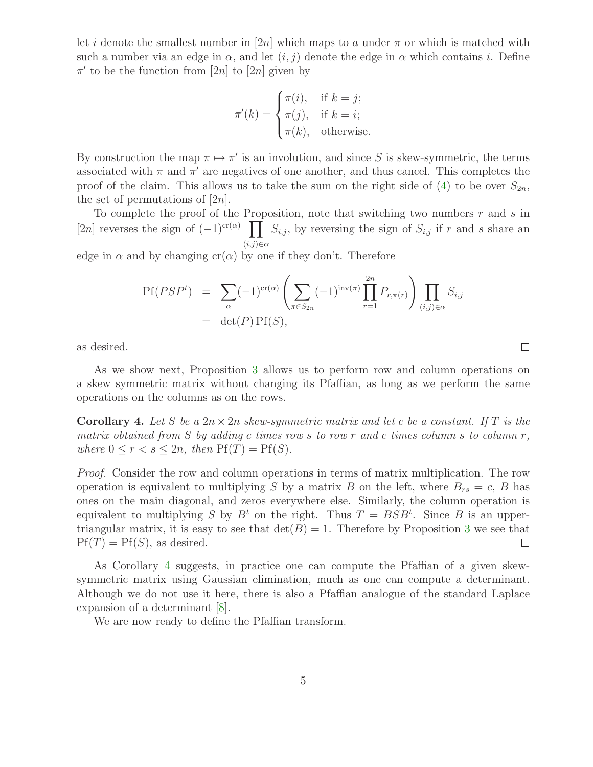let $i$ denote the smallest number in $[2n]$ which maps to $a$ under $\pi$ or which is matched with such a number via an edge in $\alpha$, and let $(i, j)$ denote the edge in $\alpha$ which contains $i$. Define $\pi'$ to be the function from $[2n]$ to $[2n]$ given by

$$\pi'(k) = \begin{cases} \pi(i), & \text{if } k = j; \\ \pi(j), & \text{if } k = i; \\ \pi(k), & \text{otherwise.} \end{cases}$$

By construction the map $\pi \mapsto \pi'$ is an involution, and since $S$ is skew-symmetric, the terms associated with $\pi$ and $\pi'$ are negatives of one another, and thus cancel. This completes the proof of the claim. This allows us to take the sum on the right side of (4) to be over $S_{2n}$, the set of permutations of $[2n]$.

To complete the proof of the Proposition, note that switching two numbers $r$ and $s$ in $[2n]$ reverses the sign of $(-1)^{\mathrm{cr}(\alpha)} \prod_{(i,j)\in\alpha} S_{i,j}$, by reversing the sign of $S_{i,j}$ if $r$ and $s$ share an edge in $\alpha$ and by changing $\mathrm{cr}(\alpha)$ by one if they don't. Therefore

$$\begin{aligned} \mathrm{Pf}(PSP^t) &= \sum_{\alpha} (-1)^{\mathrm{cr}(\alpha)} \left( \sum_{\pi \in S_{2n}} (-1)^{\mathrm{inv}(\pi)} \prod_{r=1}^{2n} P_{r,\pi(r)} \right) \prod_{(i,j)\in\alpha} S_{i,j} \\ &= \det(P)\,\mathrm{Pf}(S), \end{aligned}$$

as desired. □

As we show next, Proposition 3 allows us to perform row and column operations on a skew symmetric matrix without changing its Pfaffian, as long as we perform the same operations on the columns as on the rows.

**Corollary 4.** *Let $S$ be a $2n \times 2n$ skew-symmetric matrix and let $c$ be a constant. If $T$ is the matrix obtained from $S$ by adding $c$ times row $s$ to row $r$ and $c$ times column $s$ to column $r$, where $0 \le r < s \le 2n$, then $\mathrm{Pf}(T) = \mathrm{Pf}(S)$.*

*Proof.* Consider the row and column operations in terms of matrix multiplication. The row operation is equivalent to multiplying $S$ by a matrix $B$ on the left, where $B_{rs} = c$, $B$ has ones on the main diagonal, and zeros everywhere else. Similarly, the column operation is equivalent to multiplying $S$ by $B^t$ on the right. Thus $T = BSB^t$. Since $B$ is an upper-triangular matrix, it is easy to see that $\det(B) = 1$. Therefore by Proposition 3 we see that $\mathrm{Pf}(T) = \mathrm{Pf}(S)$, as desired. □

As Corollary 4 suggests, in practice one can compute the Pfaffian of a given skew-symmetric matrix using Gaussian elimination, much as one can compute a determinant. Although we do not use it here, there is also a Pfaffian analogue of the standard Laplace expansion of a determinant [8].

We are now ready to define the Pfaffian transform.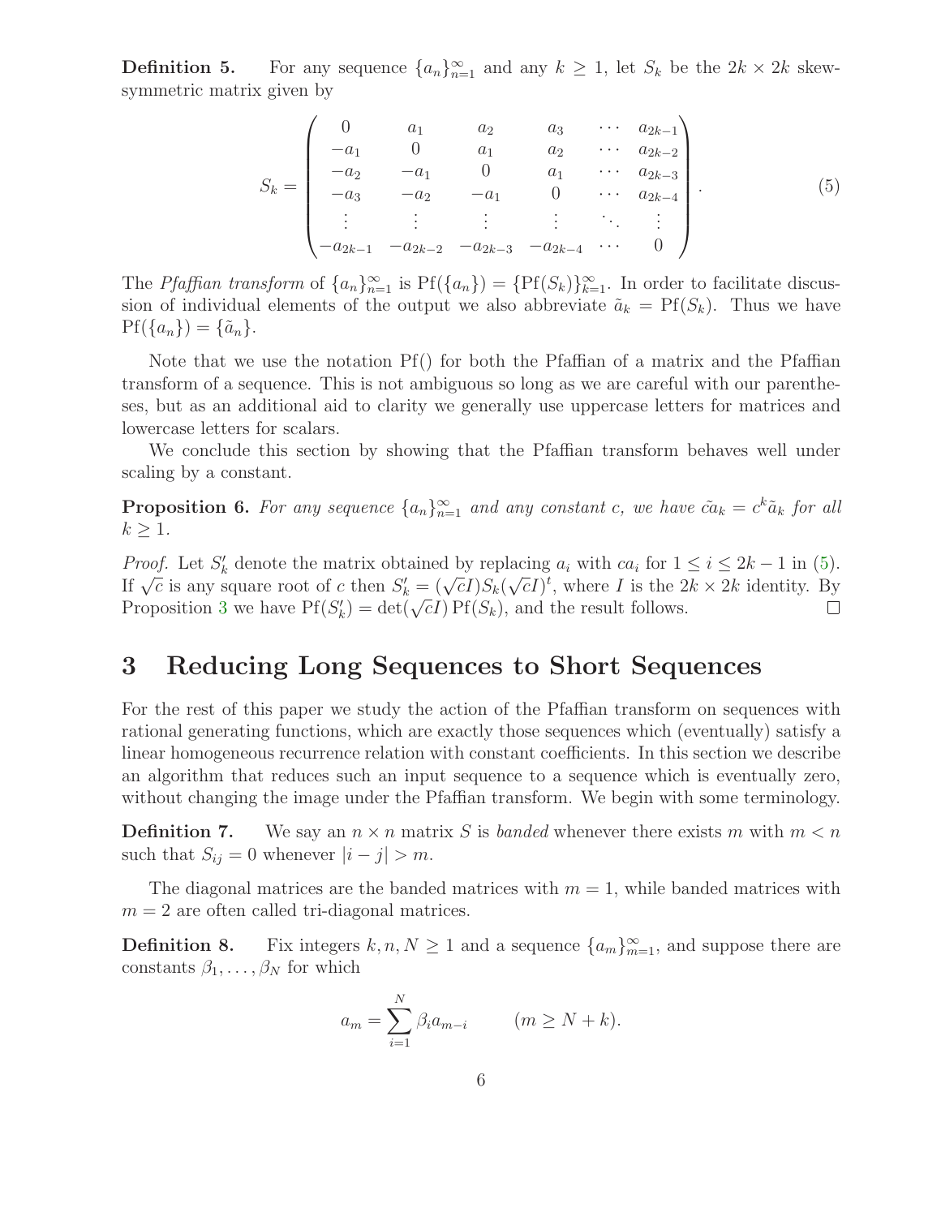**Definition 5.** For any sequence $\{a_n\}_{n=1}^{\infty}$ and any $k \geq 1$, let $S_k$ be the $2k \times 2k$ skew-symmetric matrix given by

$$S_k = \begin{pmatrix} 0 & a_1 & a_2 & a_3 & \cdots & a_{2k-1} \\ -a_1 & 0 & a_1 & a_2 & \cdots & a_{2k-2} \\ -a_2 & -a_1 & 0 & a_1 & \cdots & a_{2k-3} \\ -a_3 & -a_2 & -a_1 & 0 & \cdots & a_{2k-4} \\ \vdots & \vdots & \vdots & \vdots & \ddots & \vdots \\ -a_{2k-1} & -a_{2k-2} & -a_{2k-3} & -a_{2k-4} & \cdots & 0 \end{pmatrix}. \tag{5}$$

The *Pfaffian transform* of $\{a_n\}_{n=1}^{\infty}$ is $\mathrm{Pf}(\{a_n\}) = \{\mathrm{Pf}(S_k)\}_{k=1}^{\infty}$. In order to facilitate discussion of individual elements of the output we also abbreviate $\tilde{a}_k = \mathrm{Pf}(S_k)$. Thus we have $\mathrm{Pf}(\{a_n\}) = \{\tilde{a}_n\}$.

Note that we use the notation Pf() for both the Pfaffian of a matrix and the Pfaffian transform of a sequence. This is not ambiguous so long as we are careful with our parentheses, but as an additional aid to clarity we generally use uppercase letters for matrices and lowercase letters for scalars.

We conclude this section by showing that the Pfaffian transform behaves well under scaling by a constant.

**Proposition 6.** *For any sequence $\{a_n\}_{n=1}^{\infty}$ and any constant $c$, we have $\tilde{ca}_k = c^k \tilde{a}_k$ for all $k \geq 1$.*

*Proof.* Let $S_k'$ denote the matrix obtained by replacing $a_i$ with $ca_i$ for $1 \leq i \leq 2k-1$ in (5). If $\sqrt{c}$ is any square root of $c$ then $S_k' = (\sqrt{c}I)S_k(\sqrt{c}I)^t$, where $I$ is the $2k \times 2k$ identity. By Proposition 3 we have $\mathrm{Pf}(S_k') = \det(\sqrt{c}I)\,\mathrm{Pf}(S_k)$, and the result follows. □

## 3 Reducing Long Sequences to Short Sequences

For the rest of this paper we study the action of the Pfaffian transform on sequences with rational generating functions, which are exactly those sequences which (eventually) satisfy a linear homogeneous recurrence relation with constant coefficients. In this section we describe an algorithm that reduces such an input sequence to a sequence which is eventually zero, without changing the image under the Pfaffian transform. We begin with some terminology.

**Definition 7.** We say an $n \times n$ matrix $S$ is *banded* whenever there exists $m$ with $m < n$ such that $S_{ij} = 0$ whenever $|i - j| > m$.

The diagonal matrices are the banded matrices with $m = 1$, while banded matrices with $m = 2$ are often called tri-diagonal matrices.

**Definition 8.** Fix integers $k, n, N \geq 1$ and a sequence $\{a_m\}_{m=1}^{\infty}$, and suppose there are constants $\beta_1, \ldots, \beta_N$ for which

$$a_m = \sum_{i=1}^{N} \beta_i a_{m-i} \qquad (m \geq N + k).$$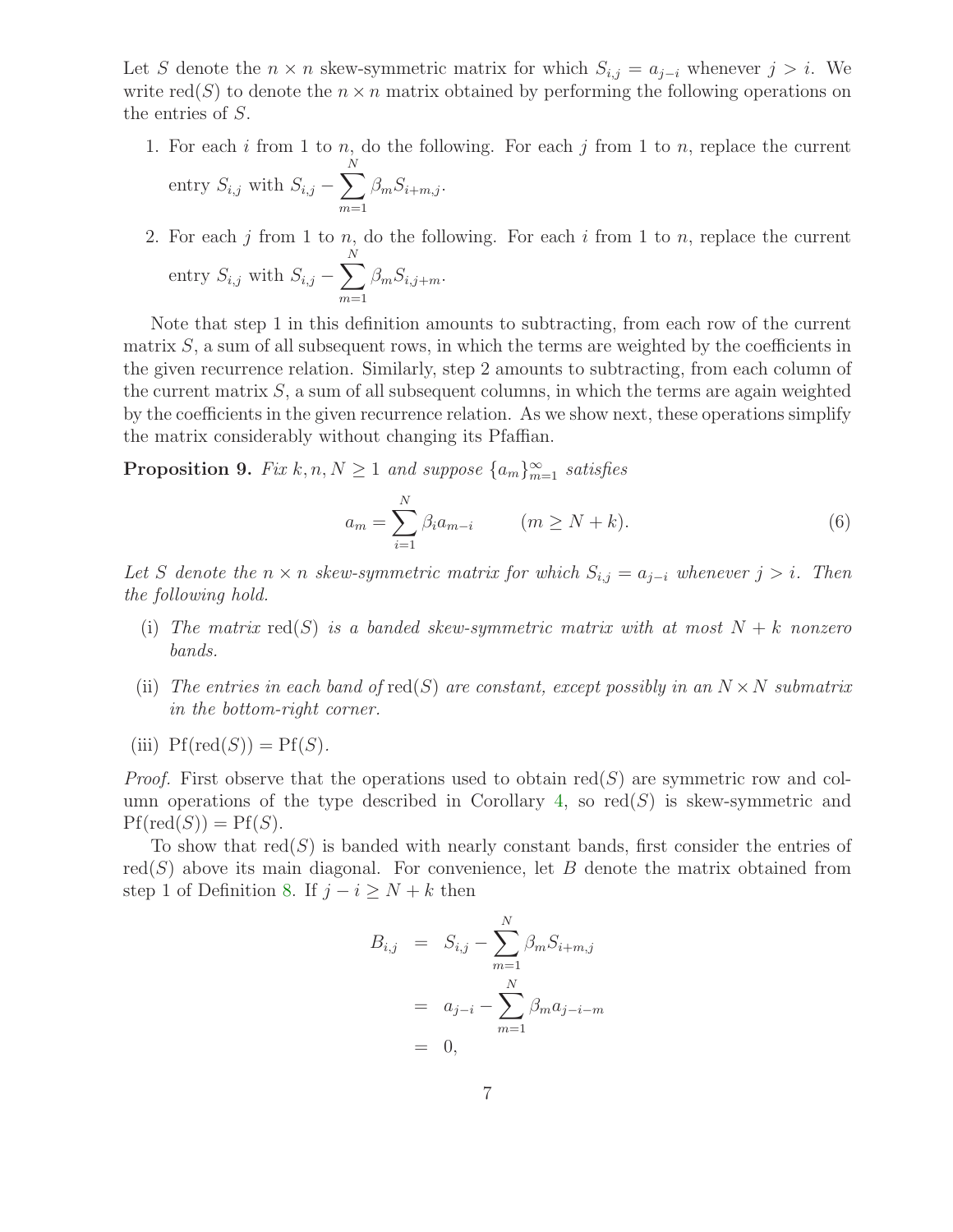Let $S$ denote the $n \times n$ skew-symmetric matrix for which $S_{i,j} = a_{j-i}$ whenever $j > i$. We write $\operatorname{red}(S)$ to denote the $n \times n$ matrix obtained by performing the following operations on the entries of $S$.

1. For each $i$ from 1 to $n$, do the following. For each $j$ from 1 to $n$, replace the current entry $S_{i,j}$ with $S_{i,j} - \sum_{m=1}^{N} \beta_m S_{i+m,j}$.
2. For each $j$ from 1 to $n$, do the following. For each $i$ from 1 to $n$, replace the current entry $S_{i,j}$ with $S_{i,j} - \sum_{m=1}^{N} \beta_m S_{i,j+m}$.

Note that step 1 in this definition amounts to subtracting, from each row of the current matrix $S$, a sum of all subsequent rows, in which the terms are weighted by the coefficients in the given recurrence relation. Similarly, step 2 amounts to subtracting, from each column of the current matrix $S$, a sum of all subsequent columns, in which the terms are again weighted by the coefficients in the given recurrence relation. As we show next, these operations simplify the matrix considerably without changing its Pfaffian.

**Proposition 9.** *Fix $k, n, N \geq 1$ and suppose $\{a_m\}_{m=1}^{\infty}$ satisfies*

$$a_m = \sum_{i=1}^{N} \beta_i a_{m-i} \qquad (m \geq N + k). \tag{6}$$

*Let $S$ denote the $n \times n$ skew-symmetric matrix for which $S_{i,j} = a_{j-i}$ whenever $j > i$. Then the following hold.*

(i) *The matrix $\operatorname{red}(S)$ is a banded skew-symmetric matrix with at most $N + k$ nonzero bands.*

(ii) *The entries in each band of $\operatorname{red}(S)$ are constant, except possibly in an $N \times N$ submatrix in the bottom-right corner.*

(iii) $\operatorname{Pf}(\operatorname{red}(S)) = \operatorname{Pf}(S)$.

*Proof.* First observe that the operations used to obtain $\operatorname{red}(S)$ are symmetric row and column operations of the type described in Corollary 4, so $\operatorname{red}(S)$ is skew-symmetric and $\operatorname{Pf}(\operatorname{red}(S)) = \operatorname{Pf}(S)$.

To show that $\operatorname{red}(S)$ is banded with nearly constant bands, first consider the entries of $\operatorname{red}(S)$ above its main diagonal. For convenience, let $B$ denote the matrix obtained from step 1 of Definition 8. If $j - i \geq N + k$ then

$$\begin{aligned}
B_{i,j} &= S_{i,j} - \sum_{m=1}^{N} \beta_m S_{i+m,j} \\
&= a_{j-i} - \sum_{m=1}^{N} \beta_m a_{j-i-m} \\
&= 0,
\end{aligned}$$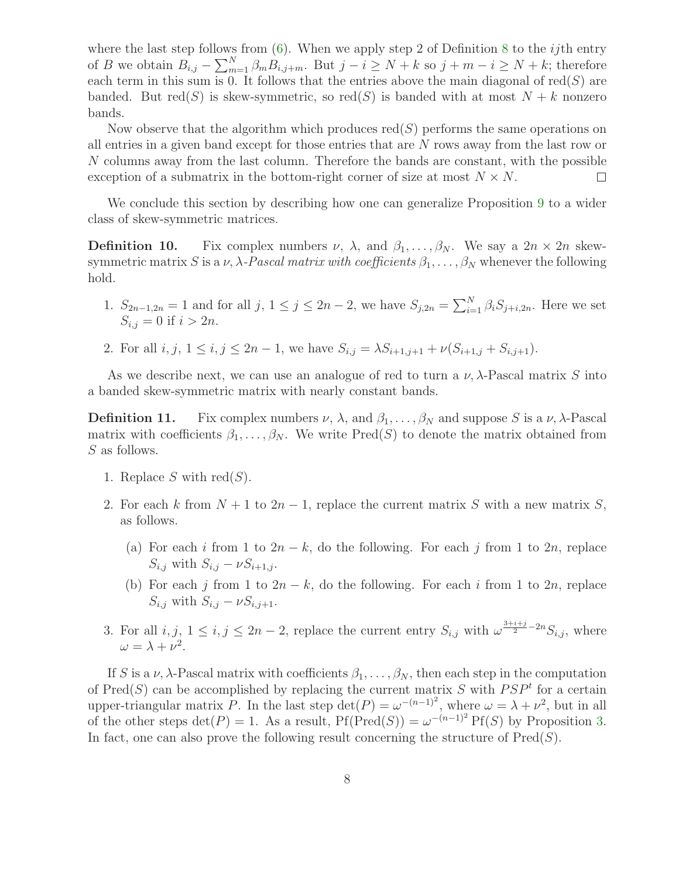where the last step follows from (6). When we apply step 2 of Definition 8 to the $ij$th entry of $B$ we obtain $B_{i,j} - \sum_{m=1}^{N} \beta_m B_{i,j+m}$. But $j - i \geq N + k$ so $j + m - i \geq N + k$; therefore each term in this sum is 0. It follows that the entries above the main diagonal of $\text{red}(S)$ are banded. But $\text{red}(S)$ is skew-symmetric, so $\text{red}(S)$ is banded with at most $N + k$ nonzero bands.

Now observe that the algorithm which produces $\text{red}(S)$ performs the same operations on all entries in a given band except for those entries that are $N$ rows away from the last row or $N$ columns away from the last column. Therefore the bands are constant, with the possible exception of a submatrix in the bottom-right corner of size at most $N \times N$. □

We conclude this section by describing how one can generalize Proposition 9 to a wider class of skew-symmetric matrices.

**Definition 10.** Fix complex numbers $\nu$, $\lambda$, and $\beta_1, \ldots, \beta_N$. We say a $2n \times 2n$ skew-symmetric matrix $S$ is a $\nu, \lambda$-*Pascal matrix with coefficients* $\beta_1, \ldots, \beta_N$ whenever the following hold.

1. $S_{2n-1,2n} = 1$ and for all $j$, $1 \leq j \leq 2n-2$, we have $S_{j,2n} = \sum_{i=1}^{N} \beta_i S_{j+i,2n}$. Here we set $S_{i,j} = 0$ if $i > 2n$.
2. For all $i, j$, $1 \leq i, j \leq 2n-1$, we have $S_{i,j} = \lambda S_{i+1,j+1} + \nu(S_{i+1,j} + S_{i,j+1})$.

As we describe next, we can use an analogue of red to turn a $\nu, \lambda$-Pascal matrix $S$ into a banded skew-symmetric matrix with nearly constant bands.

**Definition 11.** Fix complex numbers $\nu$, $\lambda$, and $\beta_1, \ldots, \beta_N$ and suppose $S$ is a $\nu, \lambda$-Pascal matrix with coefficients $\beta_1, \ldots, \beta_N$. We write $\text{Pred}(S)$ to denote the matrix obtained from $S$ as follows.

1. Replace $S$ with $\text{red}(S)$.
2. For each $k$ from $N+1$ to $2n-1$, replace the current matrix $S$ with a new matrix $S$, as follows.
   (a) For each $i$ from 1 to $2n-k$, do the following. For each $j$ from 1 to $2n$, replace $S_{i,j}$ with $S_{i,j} - \nu S_{i+1,j}$.
   (b) For each $j$ from 1 to $2n-k$, do the following. For each $i$ from 1 to $2n$, replace $S_{i,j}$ with $S_{i,j} - \nu S_{i,j+1}$.
3. For all $i, j$, $1 \leq i, j \leq 2n-2$, replace the current entry $S_{i,j}$ with $\omega^{\frac{3+i+j}{2} - 2n} S_{i,j}$, where $\omega = \lambda + \nu^2$.

If $S$ is a $\nu, \lambda$-Pascal matrix with coefficients $\beta_1, \ldots, \beta_N$, then each step in the computation of $\text{Pred}(S)$ can be accomplished by replacing the current matrix $S$ with $PSP^t$ for a certain upper-triangular matrix $P$. In the last step $\det(P) = \omega^{-(n-1)^2}$, where $\omega = \lambda + \nu^2$, but in all of the other steps $\det(P) = 1$. As a result, $\text{Pf}(\text{Pred}(S)) = \omega^{-(n-1)^2} \text{Pf}(S)$ by Proposition 3. In fact, one can also prove the following result concerning the structure of $\text{Pred}(S)$.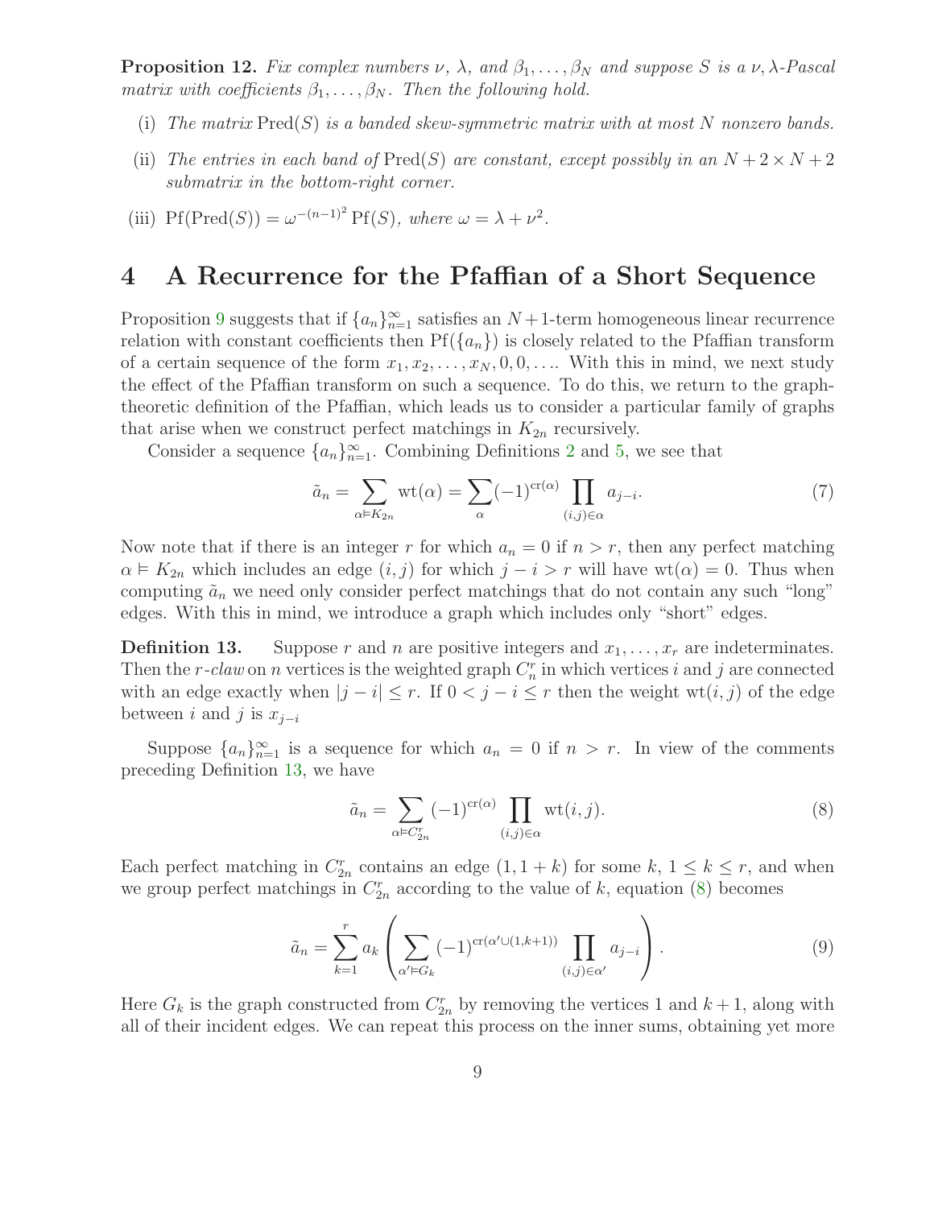**Proposition 12.** *Fix complex numbers $\nu$, $\lambda$, and $\beta_1, \dots, \beta_N$ and suppose $S$ is a $\nu, \lambda$-Pascal matrix with coefficients $\beta_1, \dots, \beta_N$. Then the following hold.*

(i) *The matrix $\text{Pred}(S)$ is a banded skew-symmetric matrix with at most $N$ nonzero bands.*

(ii) *The entries in each band of $\text{Pred}(S)$ are constant, except possibly in an $N+2 \times N+2$ submatrix in the bottom-right corner.*

(iii) $\text{Pf}(\text{Pred}(S)) = \omega^{-(n-1)^2}\,\text{Pf}(S)$*, where $\omega = \lambda + \nu^2$.*

# 4 A Recurrence for the Pfaffian of a Short Sequence

Proposition 9 suggests that if $\{a_n\}_{n=1}^{\infty}$ satisfies an $N+1$-term homogeneous linear recurrence relation with constant coefficients then $\text{Pf}(\{a_n\})$ is closely related to the Pfaffian transform of a certain sequence of the form $x_1, x_2, \dots, x_N, 0, 0, \dots$. With this in mind, we next study the effect of the Pfaffian transform on such a sequence. To do this, we return to the graph-theoretic definition of the Pfaffian, which leads us to consider a particular family of graphs that arise when we construct perfect matchings in $K_{2n}$ recursively.

Consider a sequence $\{a_n\}_{n=1}^{\infty}$. Combining Definitions 2 and 5, we see that

$$\tilde{a}_n = \sum_{\alpha \vDash K_{2n}} \text{wt}(\alpha) = \sum_{\alpha} (-1)^{\text{cr}(\alpha)} \prod_{(i,j)\in\alpha} a_{j-i}. \tag{7}$$

Now note that if there is an integer $r$ for which $a_n = 0$ if $n > r$, then any perfect matching $\alpha \vDash K_{2n}$ which includes an edge $(i,j)$ for which $j - i > r$ will have $\text{wt}(\alpha) = 0$. Thus when computing $\tilde{a}_n$ we need only consider perfect matchings that do not contain any such "long" edges. With this in mind, we introduce a graph which includes only "short" edges.

**Definition 13.** Suppose $r$ and $n$ are positive integers and $x_1, \dots, x_r$ are indeterminates. Then the *$r$-claw* on $n$ vertices is the weighted graph $C_n^r$ in which vertices $i$ and $j$ are connected with an edge exactly when $|j - i| \le r$. If $0 < j - i \le r$ then the weight $\text{wt}(i,j)$ of the edge between $i$ and $j$ is $x_{j-i}$

Suppose $\{a_n\}_{n=1}^{\infty}$ is a sequence for which $a_n = 0$ if $n > r$. In view of the comments preceding Definition 13, we have

$$\tilde{a}_n = \sum_{\alpha \vDash C_{2n}^r} (-1)^{\text{cr}(\alpha)} \prod_{(i,j)\in\alpha} \text{wt}(i,j). \tag{8}$$

Each perfect matching in $C_{2n}^r$ contains an edge $(1, 1+k)$ for some $k$, $1 \le k \le r$, and when we group perfect matchings in $C_{2n}^r$ according to the value of $k$, equation (8) becomes

$$\tilde{a}_n = \sum_{k=1}^{r} a_k \left( \sum_{\alpha' \vDash G_k} (-1)^{\text{cr}(\alpha' \cup (1,k+1))} \prod_{(i,j)\in\alpha'} a_{j-i} \right). \tag{9}$$

Here $G_k$ is the graph constructed from $C_{2n}^r$ by removing the vertices 1 and $k+1$, along with all of their incident edges. We can repeat this process on the inner sums, obtaining yet more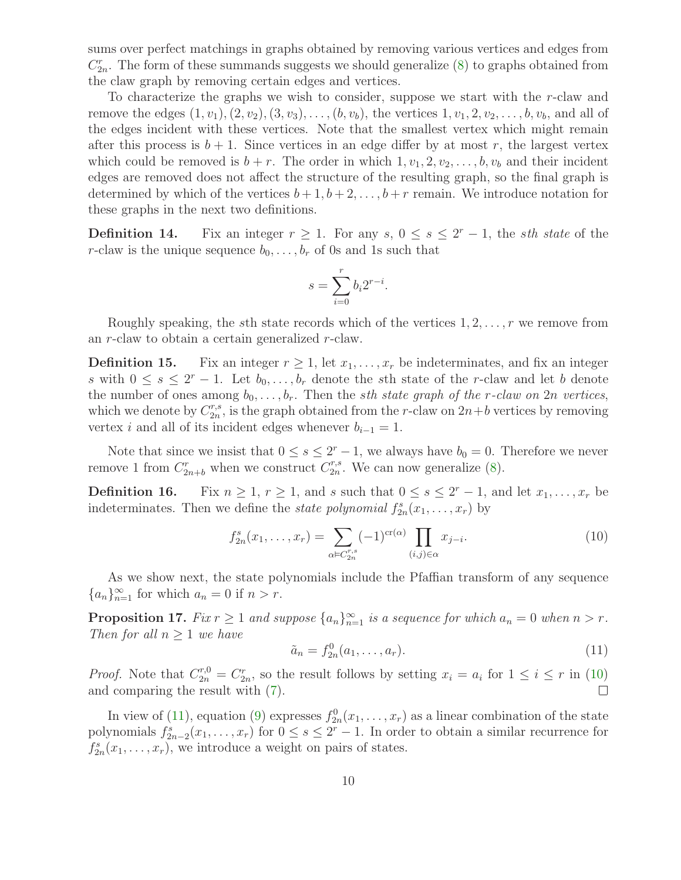sums over perfect matchings in graphs obtained by removing various vertices and edges from $C_{2n}^r$. The form of these summands suggests we should generalize (8) to graphs obtained from the claw graph by removing certain edges and vertices.

To characterize the graphs we wish to consider, suppose we start with the $r$-claw and remove the edges $(1, v_1), (2, v_2), (3, v_3), \ldots, (b, v_b)$, the vertices $1, v_1, 2, v_2, \ldots, b, v_b$, and all of the edges incident with these vertices. Note that the smallest vertex which might remain after this process is $b + 1$. Since vertices in an edge differ by at most $r$, the largest vertex which could be removed is $b + r$. The order in which $1, v_1, 2, v_2, \ldots, b, v_b$ and their incident edges are removed does not affect the structure of the resulting graph, so the final graph is determined by which of the vertices $b + 1, b + 2, \ldots, b + r$ remain. We introduce notation for these graphs in the next two definitions.

**Definition 14.** Fix an integer $r \geq 1$. For any $s$, $0 \leq s \leq 2^r - 1$, the *sth state* of the $r$-claw is the unique sequence $b_0, \ldots, b_r$ of 0s and 1s such that

$$s = \sum_{i=0}^{r} b_i 2^{r-i}.$$

Roughly speaking, the $s$th state records which of the vertices $1, 2, \ldots, r$ we remove from an $r$-claw to obtain a certain generalized $r$-claw.

**Definition 15.** Fix an integer $r \geq 1$, let $x_1, \ldots, x_r$ be indeterminates, and fix an integer $s$ with $0 \leq s \leq 2^r - 1$. Let $b_0, \ldots, b_r$ denote the $s$th state of the $r$-claw and let $b$ denote the number of ones among $b_0, \ldots, b_r$. Then the *sth state graph of the r-claw on 2n vertices*, which we denote by $C_{2n}^{r,s}$, is the graph obtained from the $r$-claw on $2n+b$ vertices by removing vertex $i$ and all of its incident edges whenever $b_{i-1} = 1$.

Note that since we insist that $0 \leq s \leq 2^r - 1$, we always have $b_0 = 0$. Therefore we never remove 1 from $C_{2n+b}^r$ when we construct $C_{2n}^{r,s}$. We can now generalize (8).

**Definition 16.** Fix $n \geq 1$, $r \geq 1$, and $s$ such that $0 \leq s \leq 2^r - 1$, and let $x_1, \ldots, x_r$ be indeterminates. Then we define the *state polynomial* $f_{2n}^s(x_1, \ldots, x_r)$ by

$$f_{2n}^s(x_1, \ldots, x_r) = \sum_{\alpha \vDash C_{2n}^{r,s}} (-1)^{\mathrm{cr}(\alpha)} \prod_{(i,j) \in \alpha} x_{j-i}. \tag{10}$$

As we show next, the state polynomials include the Pfaffian transform of any sequence $\{a_n\}_{n=1}^{\infty}$ for which $a_n = 0$ if $n > r$.

**Proposition 17.** *Fix $r \geq 1$ and suppose $\{a_n\}_{n=1}^{\infty}$ is a sequence for which $a_n = 0$ when $n > r$. Then for all $n \geq 1$ we have*

$$\tilde{a}_n = f_{2n}^0(a_1, \ldots, a_r). \tag{11}$$

*Proof.* Note that $C_{2n}^{r,0} = C_{2n}^r$, so the result follows by setting $x_i = a_i$ for $1 \leq i \leq r$ in (10) and comparing the result with (7). $\square$

In view of (11), equation (9) expresses $f_{2n}^0(x_1, \ldots, x_r)$ as a linear combination of the state polynomials $f_{2n-2}^s(x_1, \ldots, x_r)$ for $0 \leq s \leq 2^r - 1$. In order to obtain a similar recurrence for $f_{2n}^s(x_1, \ldots, x_r)$, we introduce a weight on pairs of states.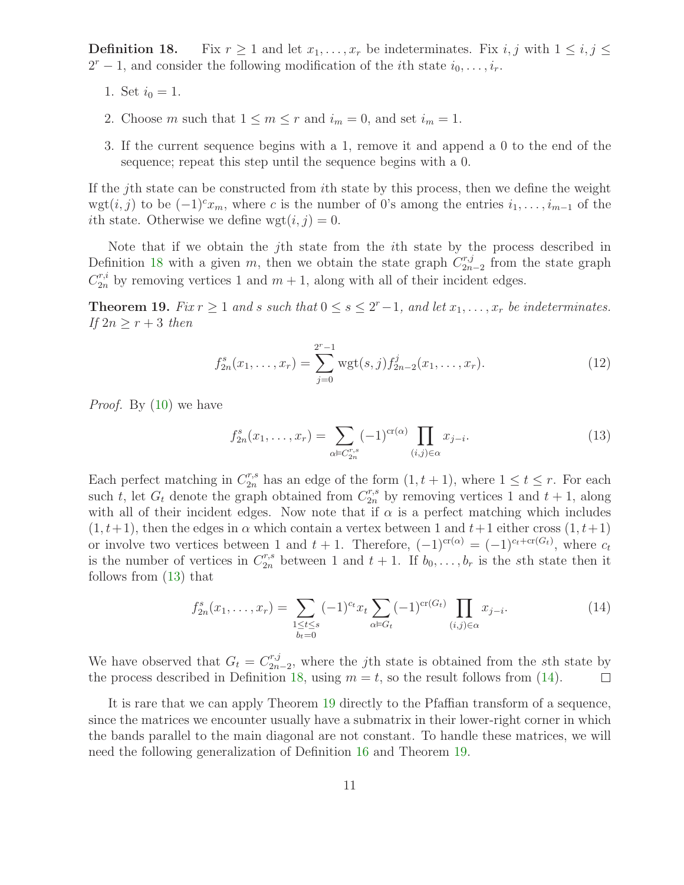**Definition 18.** Fix $r \geq 1$ and let $x_1, \ldots, x_r$ be indeterminates. Fix $i, j$ with $1 \leq i, j \leq 2^r - 1$, and consider the following modification of the $i$th state $i_0, \ldots, i_r$.

1. Set $i_0 = 1$.
2. Choose $m$ such that $1 \leq m \leq r$ and $i_m = 0$, and set $i_m = 1$.
3. If the current sequence begins with a 1, remove it and append a 0 to the end of the sequence; repeat this step until the sequence begins with a 0.

If the $j$th state can be constructed from $i$th state by this process, then we define the weight $\text{wgt}(i, j)$ to be $(-1)^c x_m$, where $c$ is the number of 0's among the entries $i_1, \ldots, i_{m-1}$ of the $i$th state. Otherwise we define $\text{wgt}(i, j) = 0$.

Note that if we obtain the $j$th state from the $i$th state by the process described in Definition 18 with a given $m$, then we obtain the state graph $C_{2n-2}^{r,j}$ from the state graph $C_{2n}^{r,i}$ by removing vertices 1 and $m + 1$, along with all of their incident edges.

**Theorem 19.** *Fix $r \geq 1$ and $s$ such that $0 \leq s \leq 2^r - 1$, and let $x_1, \ldots, x_r$ be indeterminates. If $2n \geq r + 3$ then*

$$f_{2n}^s(x_1, \ldots, x_r) = \sum_{j=0}^{2^r-1} \text{wgt}(s, j) f_{2n-2}^j(x_1, \ldots, x_r). \tag{12}$$

*Proof.* By (10) we have

$$f_{2n}^s(x_1, \ldots, x_r) = \sum_{\alpha \vDash C_{2n}^{r,s}} (-1)^{\text{cr}(\alpha)} \prod_{(i,j) \in \alpha} x_{j-i}. \tag{13}$$

Each perfect matching in $C_{2n}^{r,s}$ has an edge of the form $(1, t + 1)$, where $1 \leq t \leq r$. For each such $t$, let $G_t$ denote the graph obtained from $C_{2n}^{r,s}$ by removing vertices 1 and $t + 1$, along with all of their incident edges. Now note that if $\alpha$ is a perfect matching which includes $(1, t+1)$, then the edges in $\alpha$ which contain a vertex between 1 and $t+1$ either cross $(1, t+1)$ or involve two vertices between 1 and $t + 1$. Therefore, $(-1)^{\text{cr}(\alpha)} = (-1)^{c_t + \text{cr}(G_t)}$, where $c_t$ is the number of vertices in $C_{2n}^{r,s}$ between 1 and $t + 1$. If $b_0, \ldots, b_r$ is the $s$th state then it follows from (13) that

$$f_{2n}^s(x_1, \ldots, x_r) = \sum_{\substack{1 \leq t \leq s \\ b_t = 0}} (-1)^{c_t} x_t \sum_{\alpha \vDash G_t} (-1)^{\text{cr}(G_t)} \prod_{(i,j) \in \alpha} x_{j-i}. \tag{14}$$

We have observed that $G_t = C_{2n-2}^{r,j}$, where the $j$th state is obtained from the $s$th state by the process described in Definition 18, using $m = t$, so the result follows from (14). □

It is rare that we can apply Theorem 19 directly to the Pfaffian transform of a sequence, since the matrices we encounter usually have a submatrix in their lower-right corner in which the bands parallel to the main diagonal are not constant. To handle these matrices, we will need the following generalization of Definition 16 and Theorem 19.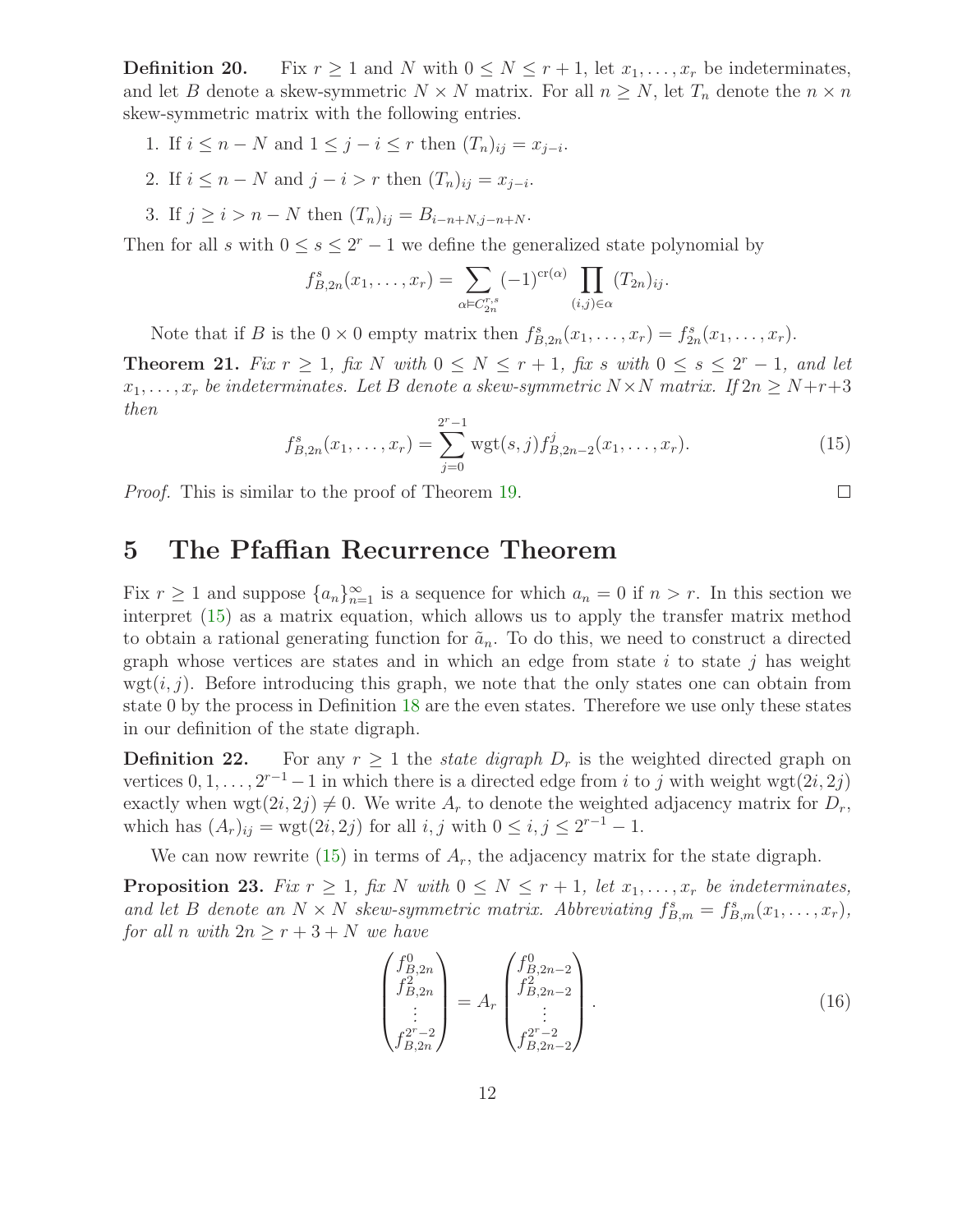**Definition 20.** Fix $r \geq 1$ and $N$ with $0 \leq N \leq r+1$, let $x_1, \ldots, x_r$ be indeterminates, and let $B$ denote a skew-symmetric $N \times N$ matrix. For all $n \geq N$, let $T_n$ denote the $n \times n$ skew-symmetric matrix with the following entries.

1. If $i \leq n - N$ and $1 \leq j - i \leq r$ then $(T_n)_{ij} = x_{j-i}$.
2. If $i \leq n - N$ and $j - i > r$ then $(T_n)_{ij} = x_{j-i}$.
3. If $j \geq i > n - N$ then $(T_n)_{ij} = B_{i-n+N, j-n+N}$.

Then for all $s$ with $0 \leq s \leq 2^r - 1$ we define the generalized state polynomial by

$$f^s_{B,2n}(x_1, \ldots, x_r) = \sum_{\alpha \vDash C^{r,s}_{2n}} (-1)^{\text{cr}(\alpha)} \prod_{(i,j) \in \alpha} (T_{2n})_{ij}.$$

Note that if $B$ is the $0 \times 0$ empty matrix then $f^s_{B,2n}(x_1, \ldots, x_r) = f^s_{2n}(x_1, \ldots, x_r)$.

**Theorem 21.** *Fix $r \geq 1$, fix $N$ with $0 \leq N \leq r+1$, fix $s$ with $0 \leq s \leq 2^r - 1$, and let $x_1, \ldots, x_r$ be indeterminates. Let $B$ denote a skew-symmetric $N \times N$ matrix. If $2n \geq N + r + 3$ then*

$$f^s_{B,2n}(x_1, \ldots, x_r) = \sum_{j=0}^{2^r - 1} \text{wgt}(s, j) f^j_{B,2n-2}(x_1, \ldots, x_r). \tag{15}$$

*Proof.* This is similar to the proof of Theorem 19. $\square$

# 5 The Pfaffian Recurrence Theorem

Fix $r \geq 1$ and suppose $\{a_n\}_{n=1}^\infty$ is a sequence for which $a_n = 0$ if $n > r$. In this section we interpret (15) as a matrix equation, which allows us to apply the transfer matrix method to obtain a rational generating function for $\tilde{a}_n$. To do this, we need to construct a directed graph whose vertices are states and in which an edge from state $i$ to state $j$ has weight $\text{wgt}(i, j)$. Before introducing this graph, we note that the only states one can obtain from state 0 by the process in Definition 18 are the even states. Therefore we use only these states in our definition of the state digraph.

**Definition 22.** For any $r \geq 1$ the *state digraph* $D_r$ is the weighted directed graph on vertices $0, 1, \ldots, 2^{r-1} - 1$ in which there is a directed edge from $i$ to $j$ with weight $\text{wgt}(2i, 2j)$ exactly when $\text{wgt}(2i, 2j) \neq 0$. We write $A_r$ to denote the weighted adjacency matrix for $D_r$, which has $(A_r)_{ij} = \text{wgt}(2i, 2j)$ for all $i, j$ with $0 \leq i, j \leq 2^{r-1} - 1$.

We can now rewrite (15) in terms of $A_r$, the adjacency matrix for the state digraph.

**Proposition 23.** *Fix $r \geq 1$, fix $N$ with $0 \leq N \leq r+1$, let $x_1, \ldots, x_r$ be indeterminates, and let $B$ denote an $N \times N$ skew-symmetric matrix. Abbreviating $f^s_{B,m} = f^s_{B,m}(x_1, \ldots, x_r)$, for all $n$ with $2n \geq r + 3 + N$ we have*

$$\begin{pmatrix} f^0_{B,2n} \\ f^2_{B,2n} \\ \vdots \\ f^{2^r-2}_{B,2n} \end{pmatrix} = A_r \begin{pmatrix} f^0_{B,2n-2} \\ f^2_{B,2n-2} \\ \vdots \\ f^{2^r-2}_{B,2n-2} \end{pmatrix}. \tag{16}$$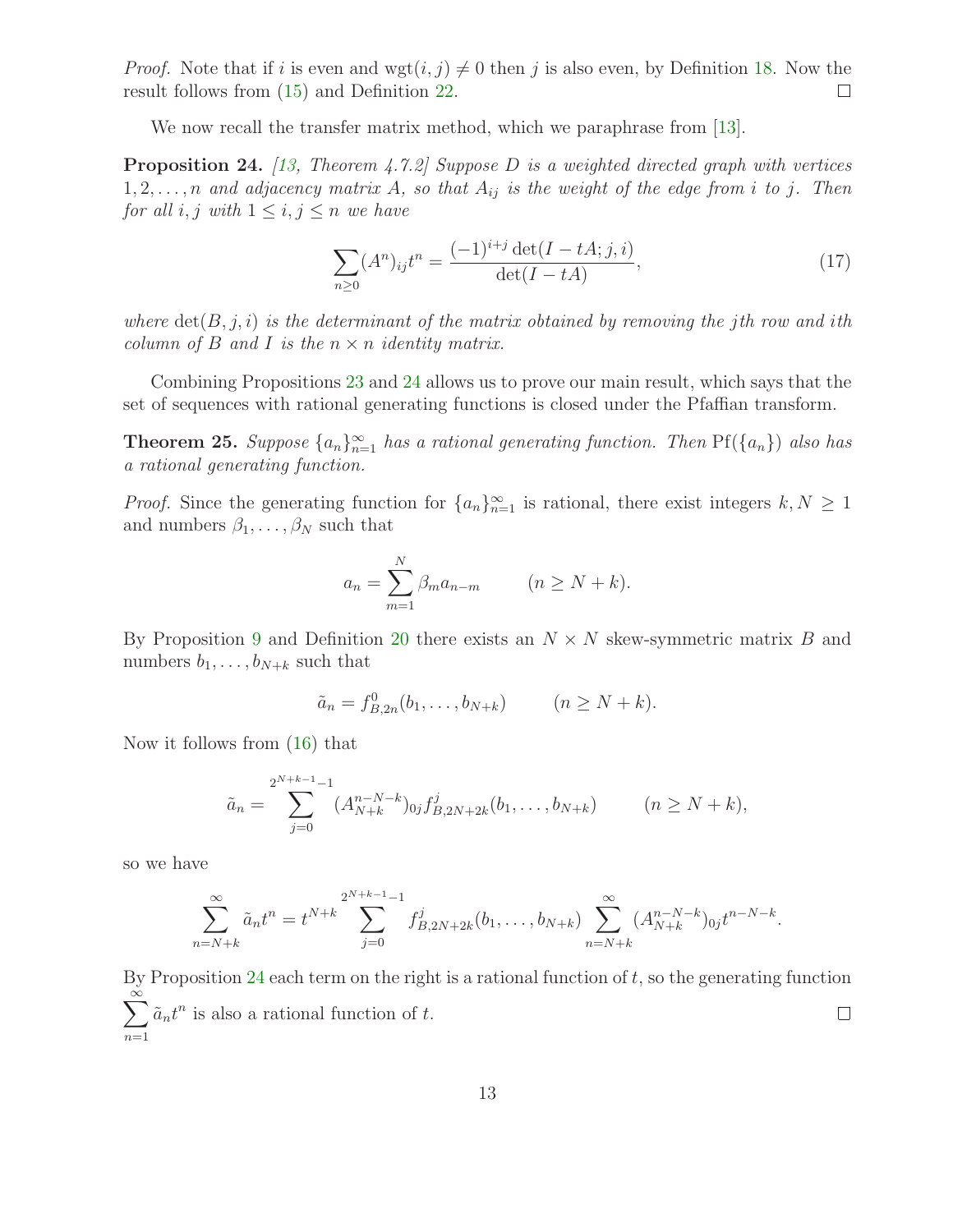*Proof.* Note that if $i$ is even and $\mathrm{wgt}(i,j) \neq 0$ then $j$ is also even, by Definition 18. Now the result follows from (15) and Definition 22. $\square$

We now recall the transfer matrix method, which we paraphrase from [13].

**Proposition 24.** *[13, Theorem 4.7.2] Suppose $D$ is a weighted directed graph with vertices $1, 2, \ldots, n$ and adjacency matrix $A$, so that $A_{ij}$ is the weight of the edge from $i$ to $j$. Then for all $i, j$ with $1 \leq i, j \leq n$ we have*

$$\sum_{n \geq 0} (A^n)_{ij} t^n = \frac{(-1)^{i+j} \det(I - tA; j, i)}{\det(I - tA)}, \tag{17}$$

*where $\det(B, j, i)$ is the determinant of the matrix obtained by removing the $j$th row and $i$th column of $B$ and $I$ is the $n \times n$ identity matrix.*

Combining Propositions 23 and 24 allows us to prove our main result, which says that the set of sequences with rational generating functions is closed under the Pfaffian transform.

**Theorem 25.** *Suppose $\{a_n\}_{n=1}^{\infty}$ has a rational generating function. Then $\mathrm{Pf}(\{a_n\})$ also has a rational generating function.*

*Proof.* Since the generating function for $\{a_n\}_{n=1}^{\infty}$ is rational, there exist integers $k, N \geq 1$ and numbers $\beta_1, \ldots, \beta_N$ such that

$$a_n = \sum_{m=1}^{N} \beta_m a_{n-m} \qquad (n \geq N + k).$$

By Proposition 9 and Definition 20 there exists an $N \times N$ skew-symmetric matrix $B$ and numbers $b_1, \ldots, b_{N+k}$ such that

$$\tilde{a}_n = f^0_{B,2n}(b_1, \ldots, b_{N+k}) \qquad (n \geq N + k).$$

Now it follows from (16) that

$$\tilde{a}_n = \sum_{j=0}^{2^{N+k-1}-1} (A^{n-N-k}_{N+k})_{0j} f^j_{B,2N+2k}(b_1, \ldots, b_{N+k}) \qquad (n \geq N + k),$$

so we have

$$\sum_{n=N+k}^{\infty} \tilde{a}_n t^n = t^{N+k} \sum_{j=0}^{2^{N+k-1}-1} f^j_{B,2N+2k}(b_1, \ldots, b_{N+k}) \sum_{n=N+k}^{\infty} (A^{n-N-k}_{N+k})_{0j} t^{n-N-k}.$$

By Proposition 24 each term on the right is a rational function of $t$, so the generating function $\sum_{n=1}^{\infty} \tilde{a}_n t^n$ is also a rational function of $t$. $\square$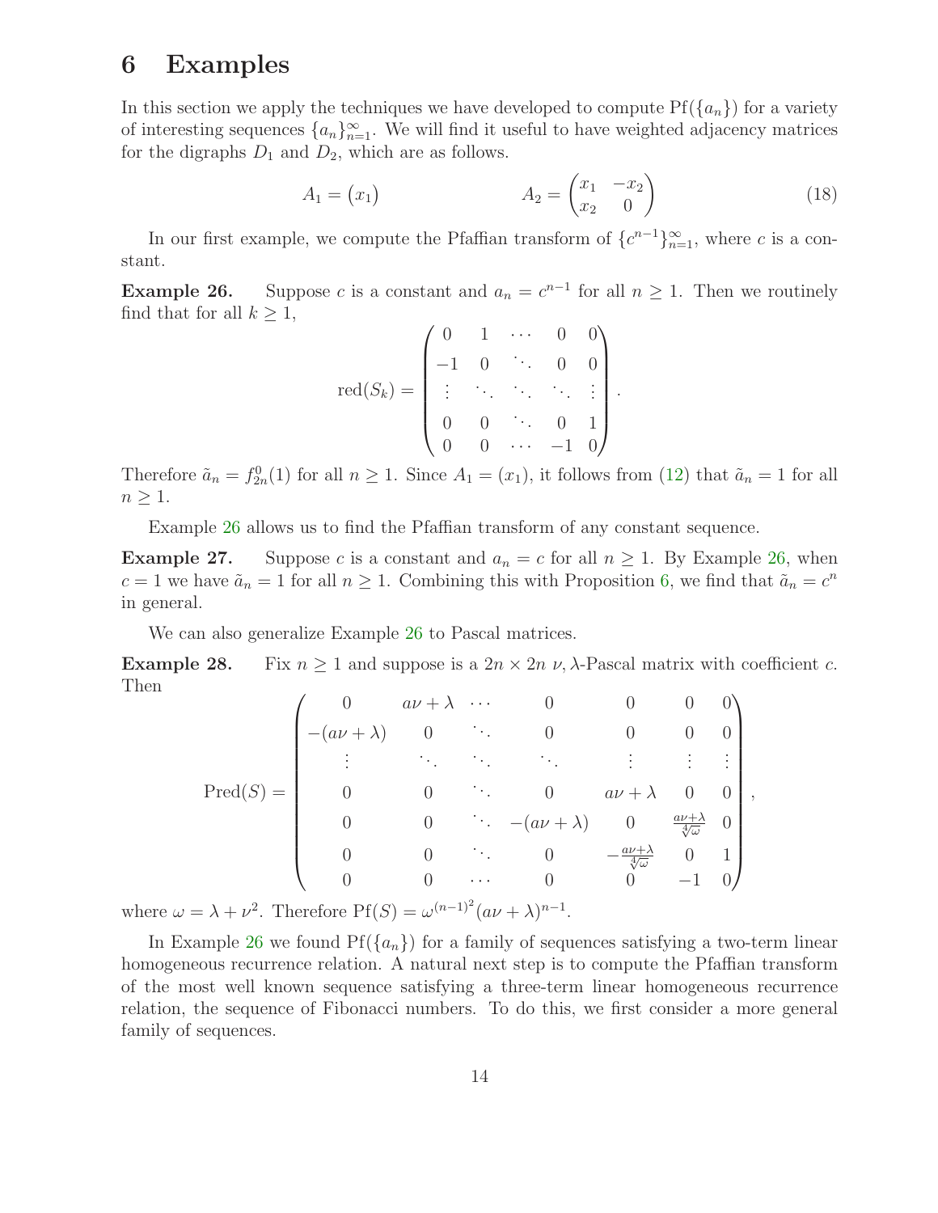# 6 Examples

In this section we apply the techniques we have developed to compute $\mathrm{Pf}(\{a_n\})$ for a variety of interesting sequences $\{a_n\}_{n=1}^{\infty}$. We will find it useful to have weighted adjacency matrices for the digraphs $D_1$ and $D_2$, which are as follows.

$$A_1 = \begin{pmatrix} x_1 \end{pmatrix} \qquad\qquad A_2 = \begin{pmatrix} x_1 & -x_2 \\ x_2 & 0 \end{pmatrix} \tag{18}$$

In our first example, we compute the Pfaffian transform of $\{c^{n-1}\}_{n=1}^{\infty}$, where $c$ is a constant.

**Example 26.** Suppose $c$ is a constant and $a_n = c^{n-1}$ for all $n \geq 1$. Then we routinely find that for all $k \geq 1$,

$$\mathrm{red}(S_k) = \begin{pmatrix} 0 & 1 & \cdots & 0 & 0 \\ -1 & 0 & \ddots & 0 & 0 \\ \vdots & \ddots & \ddots & \ddots & \vdots \\ 0 & 0 & \ddots & 0 & 1 \\ 0 & 0 & \cdots & -1 & 0 \end{pmatrix}.$$

Therefore $\tilde{a}_n = f_{2n}^0(1)$ for all $n \geq 1$. Since $A_1 = (x_1)$, it follows from (12) that $\tilde{a}_n = 1$ for all $n \geq 1$.

Example 26 allows us to find the Pfaffian transform of any constant sequence.

**Example 27.** Suppose $c$ is a constant and $a_n = c$ for all $n \geq 1$. By Example 26, when $c = 1$ we have $\tilde{a}_n = 1$ for all $n \geq 1$. Combining this with Proposition 6, we find that $\tilde{a}_n = c^n$ in general.

We can also generalize Example 26 to Pascal matrices.

**Example 28.** Fix $n \geq 1$ and suppose is a $2n \times 2n$ $\nu, \lambda$-Pascal matrix with coefficient $c$. Then

$$\mathrm{Pred}(S) = \begin{pmatrix} 0 & a\nu+\lambda & \cdots & 0 & 0 & 0 & 0 \\ -(a\nu+\lambda) & 0 & \ddots & 0 & 0 & 0 & 0 \\ \vdots & \ddots & \ddots & \ddots & \vdots & \vdots & \vdots \\ 0 & 0 & \ddots & 0 & a\nu+\lambda & 0 & 0 \\ 0 & 0 & \ddots & -(a\nu+\lambda) & 0 & \frac{a\nu+\lambda}{\sqrt[4]{\omega}} & 0 \\ 0 & 0 & \ddots & 0 & -\frac{a\nu+\lambda}{\sqrt[4]{\omega}} & 0 & 1 \\ 0 & 0 & \cdots & 0 & 0 & -1 & 0 \end{pmatrix},$$

where $\omega = \lambda + \nu^2$. Therefore $\mathrm{Pf}(S) = \omega^{(n-1)^2}(a\nu + \lambda)^{n-1}$.

In Example 26 we found $\mathrm{Pf}(\{a_n\})$ for a family of sequences satisfying a two-term linear homogeneous recurrence relation. A natural next step is to compute the Pfaffian transform of the most well known sequence satisfying a three-term linear homogeneous recurrence relation, the sequence of Fibonacci numbers. To do this, we first consider a more general family of sequences.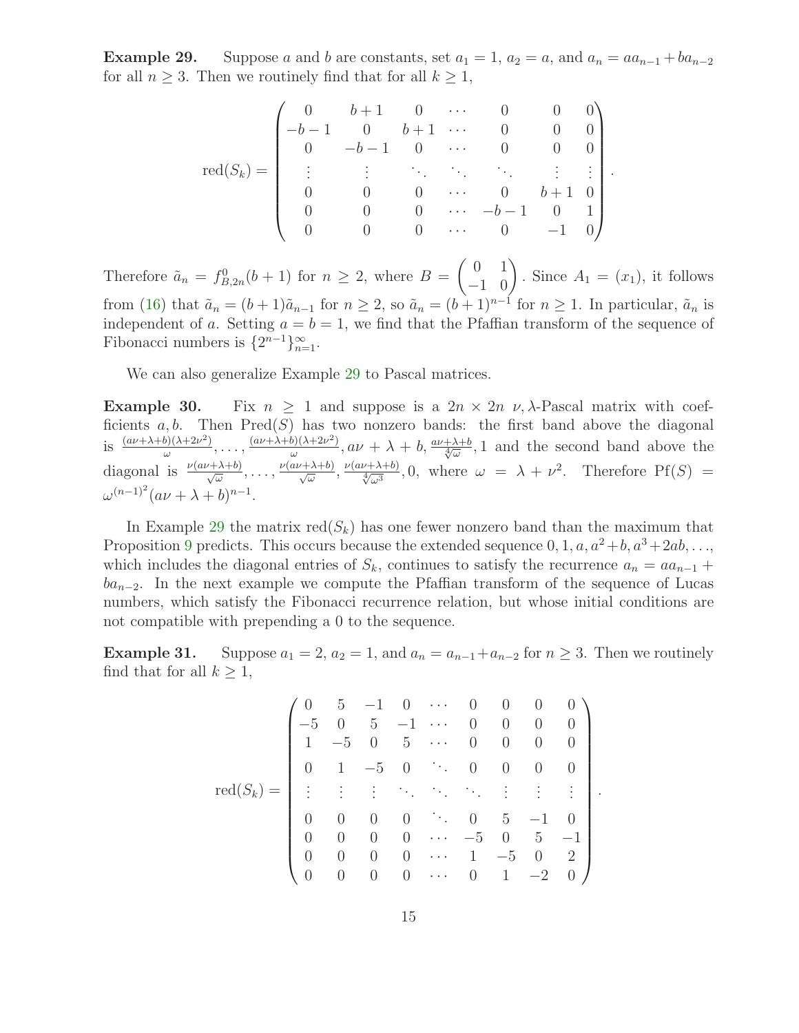**Example 29.** Suppose $a$ and $b$ are constants, set $a_1 = 1$, $a_2 = a$, and $a_n = aa_{n-1} + ba_{n-2}$ for all $n \geq 3$. Then we routinely find that for all $k \geq 1$,

$$
\operatorname{red}(S_k) = \begin{pmatrix}
0 & b+1 & 0 & \cdots & 0 & 0 & 0 \\
-b-1 & 0 & b+1 & \cdots & 0 & 0 & 0 \\
0 & -b-1 & 0 & \cdots & 0 & 0 & 0 \\
\vdots & \vdots & \ddots & \ddots & \ddots & \vdots & \vdots \\
0 & 0 & 0 & \cdots & 0 & b+1 & 0 \\
0 & 0 & 0 & \cdots & -b-1 & 0 & 1 \\
0 & 0 & 0 & \cdots & 0 & -1 & 0
\end{pmatrix}.
$$

Therefore $\tilde{a}_n = f^0_{B,2n}(b+1)$ for $n \geq 2$, where $B = \begin{pmatrix} 0 & 1 \\ -1 & 0 \end{pmatrix}$. Since $A_1 = (x_1)$, it follows from (16) that $\tilde{a}_n = (b+1)\tilde{a}_{n-1}$ for $n \geq 2$, so $\tilde{a}_n = (b+1)^{n-1}$ for $n \geq 1$. In particular, $\tilde{a}_n$ is independent of $a$. Setting $a = b = 1$, we find that the Pfaffian transform of the sequence of Fibonacci numbers is $\{2^{n-1}\}_{n=1}^{\infty}$.

We can also generalize Example 29 to Pascal matrices.

**Example 30.** Fix $n \geq 1$ and suppose is a $2n \times 2n$ $\nu, \lambda$-Pascal matrix with coefficients $a, b$. Then $\operatorname{Pred}(S)$ has two nonzero bands: the first band above the diagonal is $\frac{(a\nu+\lambda+b)(\lambda+2\nu^2)}{\omega}, \ldots, \frac{(a\nu+\lambda+b)(\lambda+2\nu^2)}{\omega}, a\nu + \lambda + b, \frac{a\nu+\lambda+b}{\sqrt[4]{\omega}}, 1$ and the second band above the diagonal is $\frac{\nu(a\nu+\lambda+b)}{\sqrt{\omega}}, \ldots, \frac{\nu(a\nu+\lambda+b)}{\sqrt{\omega}}, \frac{\nu(a\nu+\lambda+b)}{\sqrt[4]{\omega^3}}, 0$, where $\omega = \lambda + \nu^2$. Therefore $\operatorname{Pf}(S) = \omega^{(n-1)^2}(a\nu + \lambda + b)^{n-1}$.

In Example 29 the matrix $\operatorname{red}(S_k)$ has one fewer nonzero band than the maximum that Proposition 9 predicts. This occurs because the extended sequence $0, 1, a, a^2+b, a^3+2ab, \ldots$, which includes the diagonal entries of $S_k$, continues to satisfy the recurrence $a_n = aa_{n-1} + ba_{n-2}$. In the next example we compute the Pfaffian transform of the sequence of Lucas numbers, which satisfy the Fibonacci recurrence relation, but whose initial conditions are not compatible with prepending a 0 to the sequence.

**Example 31.** Suppose $a_1 = 2$, $a_2 = 1$, and $a_n = a_{n-1} + a_{n-2}$ for $n \geq 3$. Then we routinely find that for all $k \geq 1$,

$$
\operatorname{red}(S_k) = \begin{pmatrix}
0 & 5 & -1 & 0 & \cdots & 0 & 0 & 0 & 0 \\
-5 & 0 & 5 & -1 & \cdots & 0 & 0 & 0 & 0 \\
1 & -5 & 0 & 5 & \cdots & 0 & 0 & 0 & 0 \\
0 & 1 & -5 & 0 & \ddots & 0 & 0 & 0 & 0 \\
\vdots & \vdots & \vdots & \ddots & \ddots & \ddots & \vdots & \vdots & \vdots \\
0 & 0 & 0 & 0 & \ddots & 0 & 5 & -1 & 0 \\
0 & 0 & 0 & 0 & \cdots & -5 & 0 & 5 & -1 \\
0 & 0 & 0 & 0 & \cdots & 1 & -5 & 0 & 2 \\
0 & 0 & 0 & 0 & \cdots & 0 & 1 & -2 & 0
\end{pmatrix}.
$$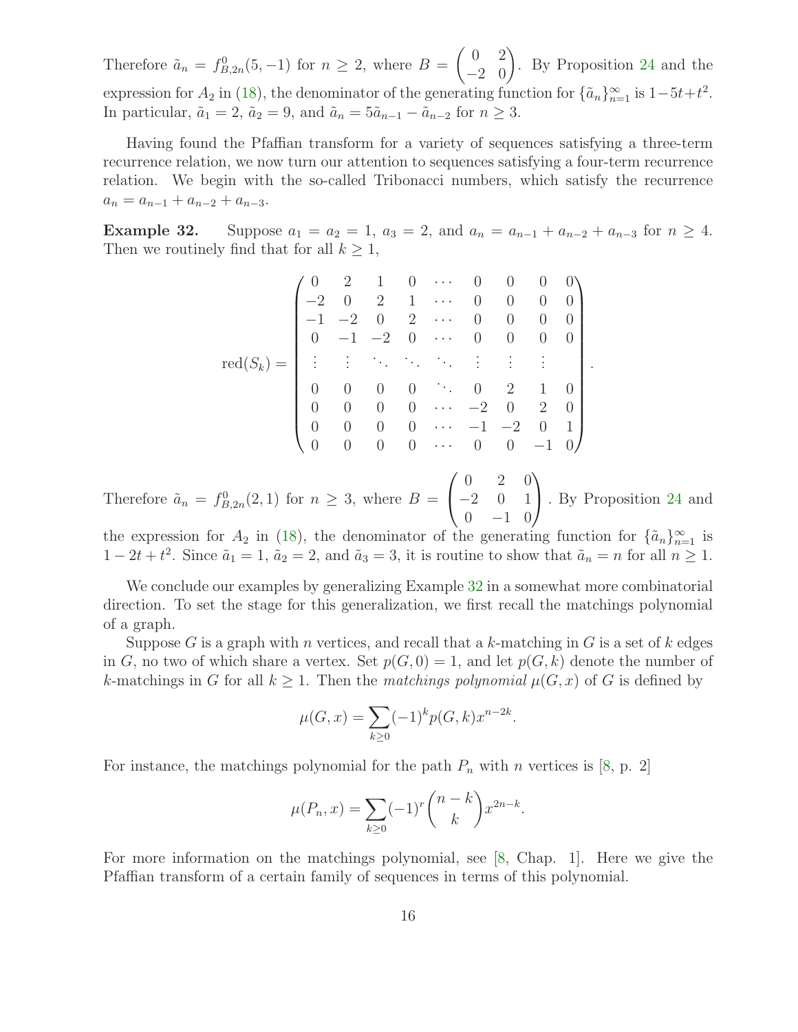Therefore $\tilde{a}_n = f^0_{B,2n}(5,-1)$ for $n \geq 2$, where $B = \begin{pmatrix} 0 & 2 \\ -2 & 0 \end{pmatrix}$. By Proposition 24 and the expression for $A_2$ in (18), the denominator of the generating function for $\{\tilde{a}_n\}_{n=1}^{\infty}$ is $1-5t+t^2$. In particular, $\tilde{a}_1 = 2$, $\tilde{a}_2 = 9$, and $\tilde{a}_n = 5\tilde{a}_{n-1} - \tilde{a}_{n-2}$ for $n \geq 3$.

Having found the Pfaffian transform for a variety of sequences satisfying a three-term recurrence relation, we now turn our attention to sequences satisfying a four-term recurrence relation. We begin with the so-called Tribonacci numbers, which satisfy the recurrence $a_n = a_{n-1} + a_{n-2} + a_{n-3}$.

**Example 32.** Suppose $a_1 = a_2 = 1$, $a_3 = 2$, and $a_n = a_{n-1} + a_{n-2} + a_{n-3}$ for $n \geq 4$. Then we routinely find that for all $k \geq 1$,

$$\operatorname{red}(S_k) = \begin{pmatrix} 0 & 2 & 1 & 0 & \cdots & 0 & 0 & 0 & 0 \\ -2 & 0 & 2 & 1 & \cdots & 0 & 0 & 0 & 0 \\ -1 & -2 & 0 & 2 & \cdots & 0 & 0 & 0 & 0 \\ 0 & -1 & -2 & 0 & \cdots & 0 & 0 & 0 & 0 \\ \vdots & \vdots & \ddots & \ddots & \ddots & \vdots & \vdots & \vdots & \\ 0 & 0 & 0 & 0 & \ddots & 0 & 2 & 1 & 0 \\ 0 & 0 & 0 & 0 & \cdots & -2 & 0 & 2 & 0 \\ 0 & 0 & 0 & 0 & \cdots & -1 & -2 & 0 & 1 \\ 0 & 0 & 0 & 0 & \cdots & 0 & 0 & -1 & 0 \end{pmatrix}.$$

Therefore $\tilde{a}_n = f^0_{B,2n}(2,1)$ for $n \geq 3$, where $B = \begin{pmatrix} 0 & 2 & 0 \\ -2 & 0 & 1 \\ 0 & -1 & 0 \end{pmatrix}$. By Proposition 24 and the expression for $A_2$ in (18), the denominator of the generating function for $\{\tilde{a}_n\}_{n=1}^{\infty}$ is $1-2t+t^2$. Since $\tilde{a}_1 = 1$, $\tilde{a}_2 = 2$, and $\tilde{a}_3 = 3$, it is routine to show that $\tilde{a}_n = n$ for all $n \geq 1$.

We conclude our examples by generalizing Example 32 in a somewhat more combinatorial direction. To set the stage for this generalization, we first recall the matchings polynomial of a graph.

Suppose $G$ is a graph with $n$ vertices, and recall that a $k$-matching in $G$ is a set of $k$ edges in $G$, no two of which share a vertex. Set $p(G,0) = 1$, and let $p(G,k)$ denote the number of $k$-matchings in $G$ for all $k \geq 1$. Then the *matchings polynomial* $\mu(G,x)$ of $G$ is defined by

$$\mu(G,x) = \sum_{k \geq 0} (-1)^k p(G,k) x^{n-2k}.$$

For instance, the matchings polynomial for the path $P_n$ with $n$ vertices is [8, p. 2]

$$\mu(P_n,x) = \sum_{k \geq 0} (-1)^r \binom{n-k}{k} x^{2n-k}.$$

For more information on the matchings polynomial, see [8, Chap. 1]. Here we give the Pfaffian transform of a certain family of sequences in terms of this polynomial.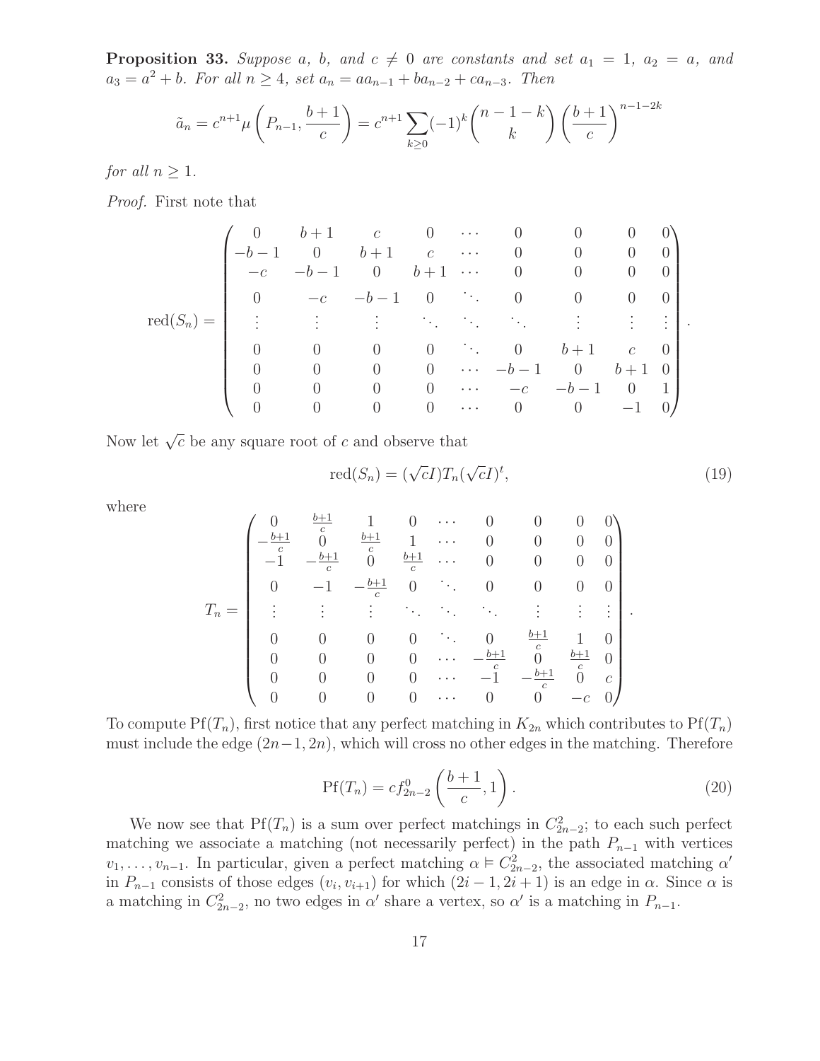**Proposition 33.** *Suppose $a$, $b$, and $c \neq 0$ are constants and set $a_1 = 1$, $a_2 = a$, and $a_3 = a^2 + b$. For all $n \geq 4$, set $a_n = aa_{n-1} + ba_{n-2} + ca_{n-3}$. Then*

$$\tilde{a}_n = c^{n+1}\mu\left(P_{n-1}, \frac{b+1}{c}\right) = c^{n+1}\sum_{k\geq 0}(-1)^k\binom{n-1-k}{k}\left(\frac{b+1}{c}\right)^{n-1-2k}$$

*for all $n \geq 1$.*

*Proof.* First note that

$$\text{red}(S_n) = \begin{pmatrix} 0 & b+1 & c & 0 & \cdots & 0 & 0 & 0 & 0 \\ -b-1 & 0 & b+1 & c & \cdots & 0 & 0 & 0 & 0 \\ -c & -b-1 & 0 & b+1 & \cdots & 0 & 0 & 0 & 0 \\ 0 & -c & -b-1 & 0 & \ddots & 0 & 0 & 0 & 0 \\ \vdots & \vdots & \vdots & \ddots & \ddots & \ddots & \vdots & \vdots & \vdots \\ 0 & 0 & 0 & 0 & \ddots & 0 & b+1 & c & 0 \\ 0 & 0 & 0 & 0 & \cdots & -b-1 & 0 & b+1 & 0 \\ 0 & 0 & 0 & 0 & \cdots & -c & -b-1 & 0 & 1 \\ 0 & 0 & 0 & 0 & \cdots & 0 & 0 & -1 & 0 \end{pmatrix}.$$

Now let $\sqrt{c}$ be any square root of $c$ and observe that

$$\text{red}(S_n) = (\sqrt{c}I)T_n(\sqrt{c}I)^t, \tag{19}$$

where

$$T_n = \begin{pmatrix} 0 & \frac{b+1}{c} & 1 & 0 & \cdots & 0 & 0 & 0 & 0 \\ -\frac{b+1}{c} & 0 & \frac{b+1}{c} & 1 & \cdots & 0 & 0 & 0 & 0 \\ -1 & -\frac{b+1}{c} & 0 & \frac{b+1}{c} & \cdots & 0 & 0 & 0 & 0 \\ 0 & -1 & -\frac{b+1}{c} & 0 & \ddots & 0 & 0 & 0 & 0 \\ \vdots & \vdots & \vdots & \ddots & \ddots & \ddots & \vdots & \vdots & \vdots \\ 0 & 0 & 0 & 0 & \ddots & 0 & \frac{b+1}{c} & 1 & 0 \\ 0 & 0 & 0 & 0 & \cdots & -\frac{b+1}{c} & 0 & \frac{b+1}{c} & 0 \\ 0 & 0 & 0 & 0 & \cdots & -1 & -\frac{b+1}{c} & 0 & c \\ 0 & 0 & 0 & 0 & \cdots & 0 & 0 & -c & 0 \end{pmatrix}.$$

To compute $\text{Pf}(T_n)$, first notice that any perfect matching in $K_{2n}$ which contributes to $\text{Pf}(T_n)$ must include the edge $(2n-1, 2n)$, which will cross no other edges in the matching. Therefore

$$\text{Pf}(T_n) = cf^0_{2n-2}\left(\frac{b+1}{c}, 1\right). \tag{20}$$

We now see that $\text{Pf}(T_n)$ is a sum over perfect matchings in $C^2_{2n-2}$; to each such perfect matching we associate a matching (not necessarily perfect) in the path $P_{n-1}$ with vertices $v_1, \ldots, v_{n-1}$. In particular, given a perfect matching $\alpha \vDash C^2_{2n-2}$, the associated matching $\alpha'$ in $P_{n-1}$ consists of those edges $(v_i, v_{i+1})$ for which $(2i-1, 2i+1)$ is an edge in $\alpha$. Since $\alpha$ is a matching in $C^2_{2n-2}$, no two edges in $\alpha'$ share a vertex, so $\alpha'$ is a matching in $P_{n-1}$.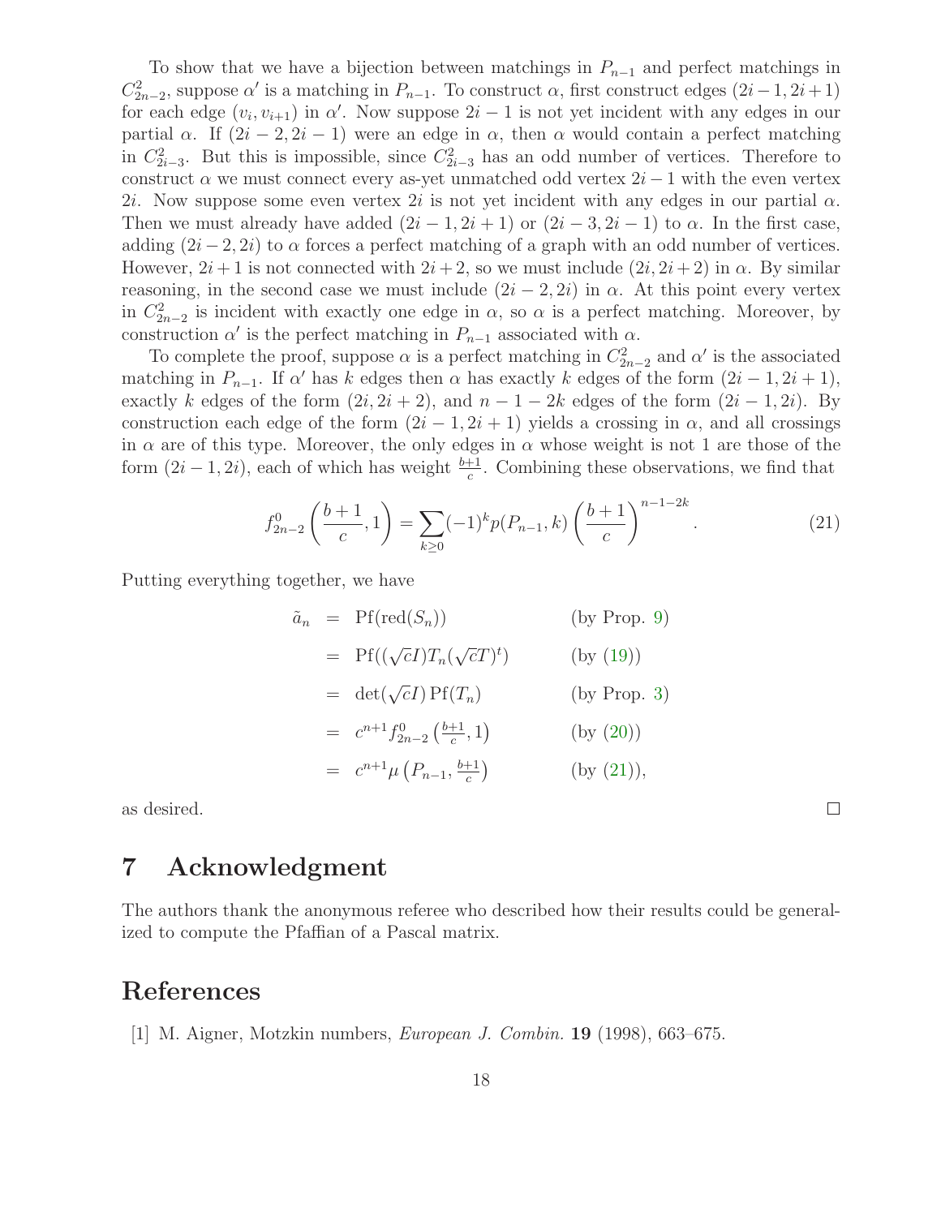To show that we have a bijection between matchings in $P_{n-1}$ and perfect matchings in $C^2_{2n-2}$, suppose $\alpha'$ is a matching in $P_{n-1}$. To construct $\alpha$, first construct edges $(2i-1, 2i+1)$ for each edge $(v_i, v_{i+1})$ in $\alpha'$. Now suppose $2i-1$ is not yet incident with any edges in our partial $\alpha$. If $(2i-2, 2i-1)$ were an edge in $\alpha$, then $\alpha$ would contain a perfect matching in $C^2_{2i-3}$. But this is impossible, since $C^2_{2i-3}$ has an odd number of vertices. Therefore to construct $\alpha$ we must connect every as-yet unmatched odd vertex $2i-1$ with the even vertex $2i$. Now suppose some even vertex $2i$ is not yet incident with any edges in our partial $\alpha$. Then we must already have added $(2i-1, 2i+1)$ or $(2i-3, 2i-1)$ to $\alpha$. In the first case, adding $(2i-2, 2i)$ to $\alpha$ forces a perfect matching of a graph with an odd number of vertices. However, $2i+1$ is not connected with $2i+2$, so we must include $(2i, 2i+2)$ in $\alpha$. By similar reasoning, in the second case we must include $(2i-2, 2i)$ in $\alpha$. At this point every vertex in $C^2_{2n-2}$ is incident with exactly one edge in $\alpha$, so $\alpha$ is a perfect matching. Moreover, by construction $\alpha'$ is the perfect matching in $P_{n-1}$ associated with $\alpha$.

To complete the proof, suppose $\alpha$ is a perfect matching in $C^2_{2n-2}$ and $\alpha'$ is the associated matching in $P_{n-1}$. If $\alpha'$ has $k$ edges then $\alpha$ has exactly $k$ edges of the form $(2i-1, 2i+1)$, exactly $k$ edges of the form $(2i, 2i+2)$, and $n-1-2k$ edges of the form $(2i-1, 2i)$. By construction each edge of the form $(2i-1, 2i+1)$ yields a crossing in $\alpha$, and all crossings in $\alpha$ are of this type. Moreover, the only edges in $\alpha$ whose weight is not 1 are those of the form $(2i-1, 2i)$, each of which has weight $\frac{b+1}{c}$. Combining these observations, we find that

$$f^0_{2n-2}\left(\frac{b+1}{c}, 1\right) = \sum_{k\geq 0}(-1)^k p(P_{n-1}, k)\left(\frac{b+1}{c}\right)^{n-1-2k}. \tag{21}$$

Putting everything together, we have

$$\begin{aligned}
\tilde{a}_n &= \operatorname{Pf}(\operatorname{red}(S_n)) && \text{(by Prop. 9)}\\
&= \operatorname{Pf}((\sqrt{c}I)T_n(\sqrt{c}T)^t) && \text{(by (19))}\\
&= \det(\sqrt{c}I)\operatorname{Pf}(T_n) && \text{(by Prop. 3)}\\
&= c^{n+1} f^0_{2n-2}\left(\tfrac{b+1}{c}, 1\right) && \text{(by (20))}\\
&= c^{n+1}\mu\left(P_{n-1}, \tfrac{b+1}{c}\right) && \text{(by (21))},
\end{aligned}$$

as desired. □

# 7 Acknowledgment

The authors thank the anonymous referee who described how their results could be generalized to compute the Pfaffian of a Pascal matrix.

# References

[1] M. Aigner, Motzkin numbers, *European J. Combin.* **19** (1998), 663–675.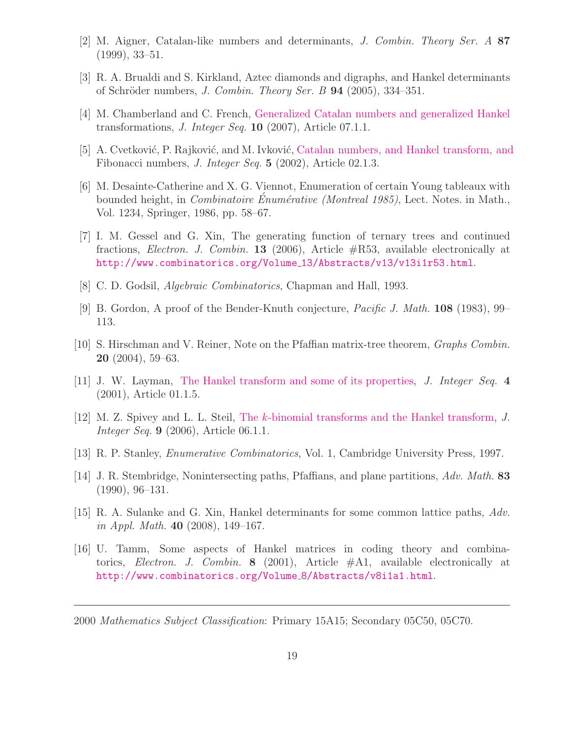[2] M. Aigner, Catalan-like numbers and determinants, *J. Combin. Theory Ser. A* **87** (1999), 33–51.

[3] R. A. Brualdi and S. Kirkland, Aztec diamonds and digraphs, and Hankel determinants of Schröder numbers, *J. Combin. Theory Ser. B* **94** (2005), 334–351.

[4] M. Chamberland and C. French, Generalized Catalan numbers and generalized Hankel transformations, *J. Integer Seq.* **10** (2007), Article 07.1.1.

[5] A. Cvetković, P. Rajković, and M. Ivković, Catalan numbers, and Hankel transform, and Fibonacci numbers, *J. Integer Seq.* **5** (2002), Article 02.1.3.

[6] M. Desainte-Catherine and X. G. Viennot, Enumeration of certain Young tableaux with bounded height, in *Combinatoire Énumérative (Montreal 1985)*, Lect. Notes. in Math., Vol. 1234, Springer, 1986, pp. 58–67.

[7] I. M. Gessel and G. Xin, The generating function of ternary trees and continued fractions, *Electron. J. Combin.* **13** (2006), Article #R53, available electronically at http://www.combinatorics.org/Volume_13/Abstracts/v13/v13i1r53.html.

[8] C. D. Godsil, *Algebraic Combinatorics*, Chapman and Hall, 1993.

[9] B. Gordon, A proof of the Bender-Knuth conjecture, *Pacific J. Math.* **108** (1983), 99–113.

[10] S. Hirschman and V. Reiner, Note on the Pfaffian matrix-tree theorem, *Graphs Combin.* **20** (2004), 59–63.

[11] J. W. Layman, The Hankel transform and some of its properties, *J. Integer Seq.* **4** (2001), Article 01.1.5.

[12] M. Z. Spivey and L. L. Steil, The $k$-binomial transforms and the Hankel transform, *J. Integer Seq.* **9** (2006), Article 06.1.1.

[13] R. P. Stanley, *Enumerative Combinatorics*, Vol. 1, Cambridge University Press, 1997.

[14] J. R. Stembridge, Nonintersecting paths, Pfaffians, and plane partitions, *Adv. Math.* **83** (1990), 96–131.

[15] R. A. Sulanke and G. Xin, Hankel determinants for some common lattice paths, *Adv. in Appl. Math.* **40** (2008), 149–167.

[16] U. Tamm, Some aspects of Hankel matrices in coding theory and combinatorics, *Electron. J. Combin.* **8** (2001), Article #A1, available electronically at http://www.combinatorics.org/Volume_8/Abstracts/v8i1a1.html.

---

2000 *Mathematics Subject Classification*: Primary 15A15; Secondary 05C50, 05C70.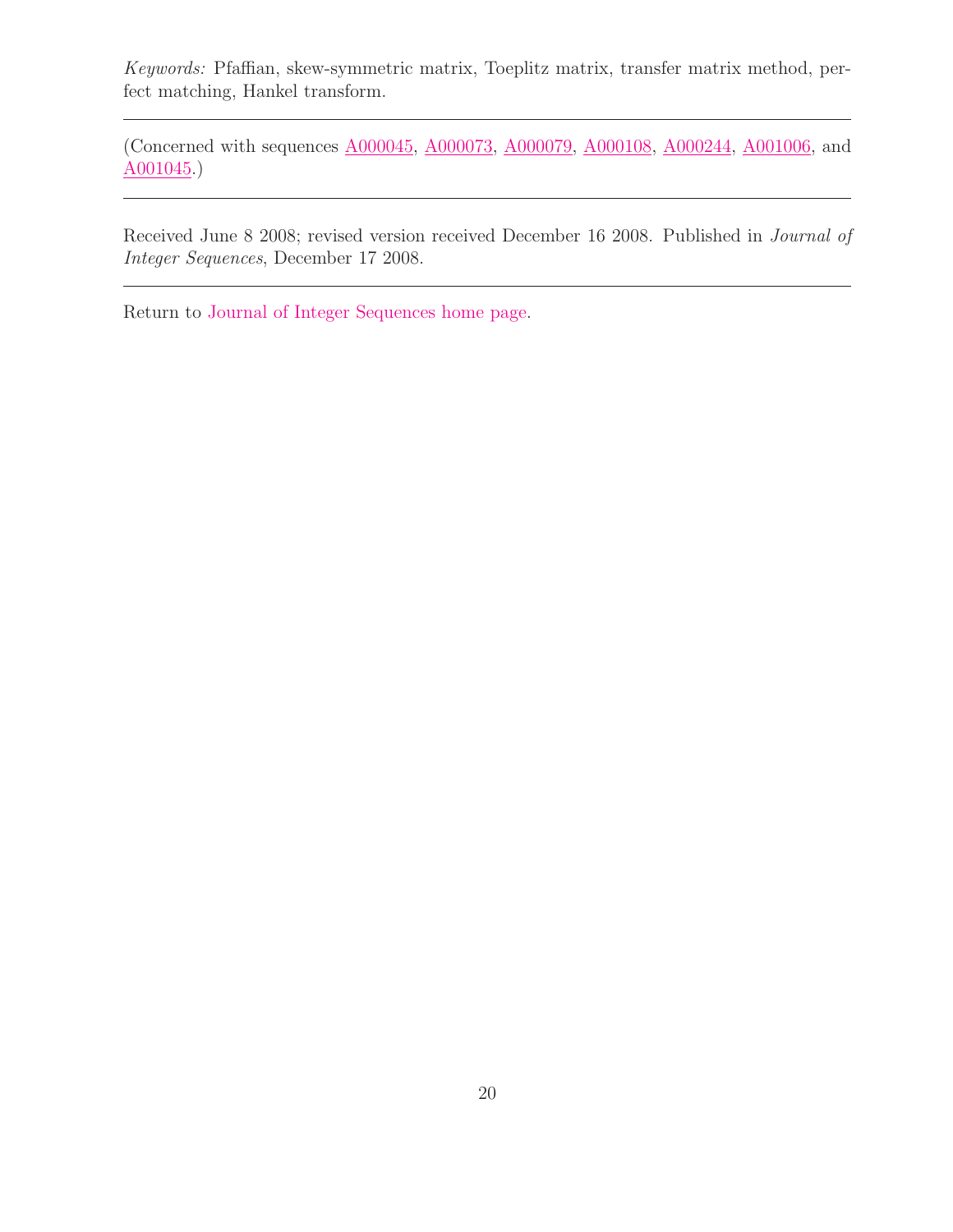*Keywords:* Pfaffian, skew-symmetric matrix, Toeplitz matrix, transfer matrix method, perfect matching, Hankel transform.

---

(Concerned with sequences A000045, A000073, A000079, A000108, A000244, A001006, and A001045.)

---

Received June 8 2008; revised version received December 16 2008. Published in *Journal of Integer Sequences*, December 17 2008.

---

Return to Journal of Integer Sequences home page.